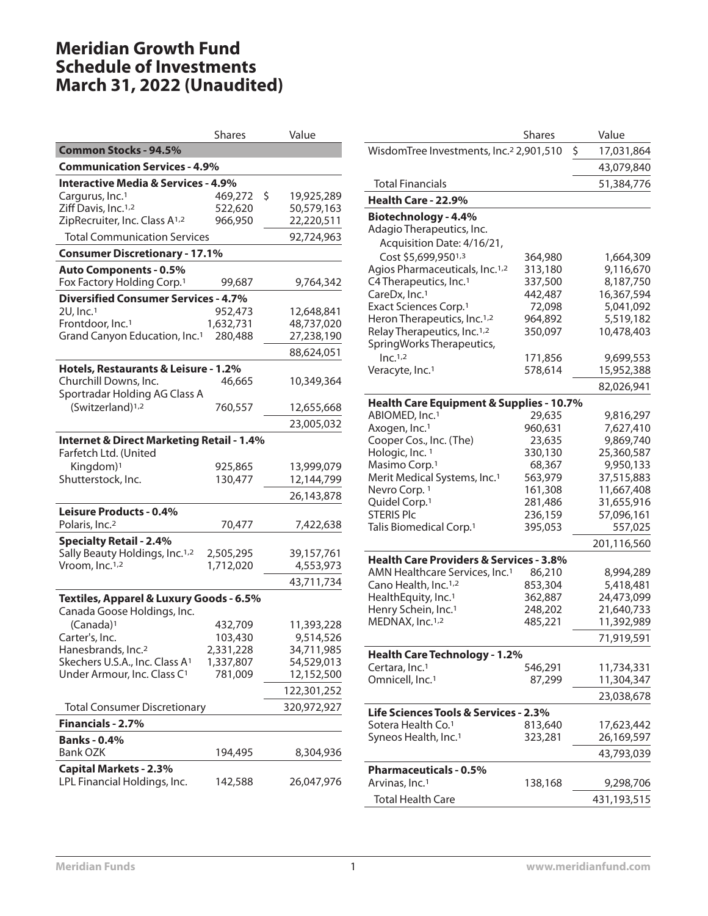# Meridian Growth Fund
# Schedule of Investments
# March 31, 2022 (Unaudited)

| | Shares | Value |
|---|---|---|
| **Common Stocks - 94.5%** | | |
| **Communication Services - 4.9%** | | |
| **Interactive Media & Services - 4.9%** | | |
| Cargurus, Inc.[1] | 469,272 | $ 19,925,289 |
| Ziff Davis, Inc.[1,2] | 522,620 | 50,579,163 |
| ZipRecruiter, Inc. Class A[1,2] | 966,950 | 22,220,511 |
| Total Communication Services | | 92,724,963 |
| **Consumer Discretionary - 17.1%** | | |
| **Auto Components - 0.5%** | | |
| Fox Factory Holding Corp.[1] | 99,687 | 9,764,342 |
| **Diversified Consumer Services - 4.7%** | | |
| 2U, Inc.[1] | 952,473 | 12,648,841 |
| Frontdoor, Inc.[1] | 1,632,731 | 48,737,020 |
| Grand Canyon Education, Inc.[1] | 280,488 | 27,238,190 |
| | | 88,624,051 |
| **Hotels, Restaurants & Leisure - 1.2%** | | |
| Churchill Downs, Inc. | 46,665 | 10,349,364 |
| Sportradar Holding AG Class A (Switzerland)[1,2] | 760,557 | 12,655,668 |
| | | 23,005,032 |
| **Internet & Direct Marketing Retail - 1.4%** | | |
| Farfetch Ltd. (United Kingdom)[1] | 925,865 | 13,999,079 |
| Shutterstock, Inc. | 130,477 | 12,144,799 |
| | | 26,143,878 |
| **Leisure Products - 0.4%** | | |
| Polaris, Inc.[2] | 70,477 | 7,422,638 |
| **Specialty Retail - 2.4%** | | |
| Sally Beauty Holdings, Inc.[1,2] | 2,505,295 | 39,157,761 |
| Vroom, Inc.[1,2] | 1,712,020 | 4,553,973 |
| | | 43,711,734 |
| **Textiles, Apparel & Luxury Goods - 6.5%** | | |
| Canada Goose Holdings, Inc. (Canada)[1] | 432,709 | 11,393,228 |
| Carter's, Inc. | 103,430 | 9,514,526 |
| Hanesbrands, Inc.[2] | 2,331,228 | 34,711,985 |
| Skechers U.S.A., Inc. Class A[1] | 1,337,807 | 54,529,013 |
| Under Armour, Inc. Class C[1] | 781,009 | 12,152,500 |
| | | 122,301,252 |
| Total Consumer Discretionary | | 320,972,927 |
| **Financials - 2.7%** | | |
| **Banks - 0.4%** | | |
| Bank OZK | 194,495 | 8,304,936 |
| **Capital Markets - 2.3%** | | |
| LPL Financial Holdings, Inc. | 142,588 | 26,047,976 |
| WisdomTree Investments, Inc.[2] | 2,901,510 | $ 17,031,864 |
| | | 43,079,840 |
| Total Financials | | 51,384,776 |
| **Health Care - 22.9%** | | |
| **Biotechnology - 4.4%** | | |
| Adagio Therapeutics, Inc. Acquisition Date: 4/16/21, Cost $5,699,950[1,3] | 364,980 | 1,664,309 |
| Agios Pharmaceuticals, Inc.[1,2] | 313,180 | 9,116,670 |
| C4 Therapeutics, Inc.[1] | 337,500 | 8,187,750 |
| CareDx, Inc.[1] | 442,487 | 16,367,594 |
| Exact Sciences Corp.[1] | 72,098 | 5,041,092 |
| Heron Therapeutics, Inc.[1,2] | 964,892 | 5,519,182 |
| Relay Therapeutics, Inc.[1,2] | 350,097 | 10,478,403 |
| SpringWorks Therapeutics, Inc.[1,2] | 171,856 | 9,699,553 |
| Veracyte, Inc.[1] | 578,614 | 15,952,388 |
| | | 82,026,941 |
| **Health Care Equipment & Supplies - 10.7%** | | |
| ABIOMED, Inc.[1] | 29,635 | 9,816,297 |
| Axogen, Inc.[1] | 960,631 | 7,627,410 |
| Cooper Cos., Inc. (The) | 23,635 | 9,869,740 |
| Hologic, Inc. [1] | 330,130 | 25,360,587 |
| Masimo Corp.[1] | 68,367 | 9,950,133 |
| Merit Medical Systems, Inc.[1] | 563,979 | 37,515,883 |
| Nevro Corp. [1] | 161,308 | 11,667,408 |
| Quidel Corp.[1] | 281,486 | 31,655,916 |
| STERIS Plc | 236,159 | 57,096,161 |
| Talis Biomedical Corp.[1] | 395,053 | 557,025 |
| | | 201,116,560 |
| **Health Care Providers & Services - 3.8%** | | |
| AMN Healthcare Services, Inc.[1] | 86,210 | 8,994,289 |
| Cano Health, Inc.[1,2] | 853,304 | 5,418,481 |
| HealthEquity, Inc.[1] | 362,887 | 24,473,099 |
| Henry Schein, Inc.[1] | 248,202 | 21,640,733 |
| MEDNAX, Inc.[1,2] | 485,221 | 11,392,989 |
| | | 71,919,591 |
| **Health Care Technology - 1.2%** | | |
| Certara, Inc.[1] | 546,291 | 11,734,331 |
| Omnicell, Inc.[1] | 87,299 | 11,304,347 |
| | | 23,038,678 |
| **Life Sciences Tools & Services - 2.3%** | | |
| Sotera Health Co.[1] | 813,640 | 17,623,442 |
| Syneos Health, Inc.[1] | 323,281 | 26,169,597 |
| | | 43,793,039 |
| **Pharmaceuticals - 0.5%** | | |
| Arvinas, Inc.[1] | 138,168 | 9,298,706 |
| Total Health Care | | 431,193,515 |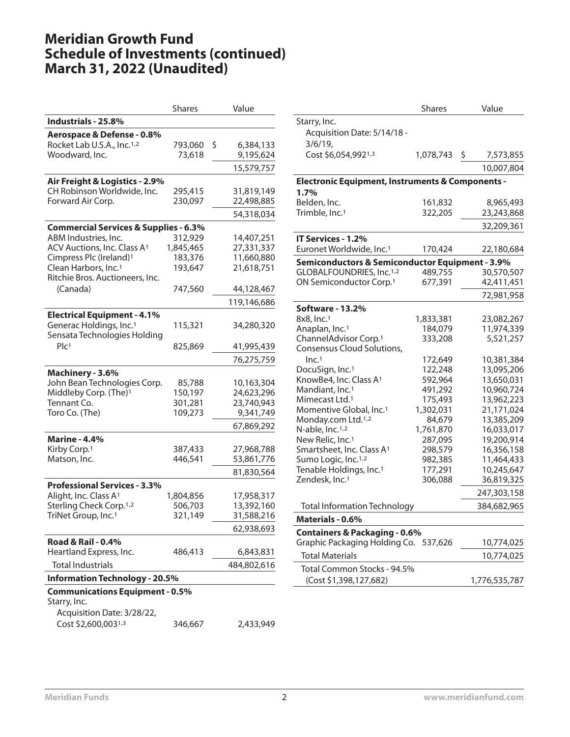# Meridian Growth Fund
# Schedule of Investments (continued)
# March 31, 2022 (Unaudited)

| | Shares | Value |
|---|---|---|
| **Industrials - 25.8%** | | |
| **Aerospace & Defense - 0.8%** | | |
| Rocket Lab U.S.A., Inc.[1,2] | 793,060 | $ 6,384,133 |
| Woodward, Inc. | 73,618 | 9,195,624 |
| | | 15,579,757 |
| **Air Freight & Logistics - 2.9%** | | |
| CH Robinson Worldwide, Inc. | 295,415 | 31,819,149 |
| Forward Air Corp. | 230,097 | 22,498,885 |
| | | 54,318,034 |
| **Commercial Services & Supplies - 6.3%** | | |
| ABM Industries, Inc. | 312,929 | 14,407,251 |
| ACV Auctions, Inc. Class A[1] | 1,845,465 | 27,331,337 |
| Cimpress Plc (Ireland)[1] | 183,376 | 11,660,880 |
| Clean Harbors, Inc.[1] | 193,647 | 21,618,751 |
| Ritchie Bros. Auctioneers, Inc. (Canada) | 747,560 | 44,128,467 |
| | | 119,146,686 |
| **Electrical Equipment - 4.1%** | | |
| Generac Holdings, Inc.[1] | 115,321 | 34,280,320 |
| Sensata Technologies Holding Plc[1] | 825,869 | 41,995,439 |
| | | 76,275,759 |
| **Machinery - 3.6%** | | |
| John Bean Technologies Corp. | 85,788 | 10,163,304 |
| Middleby Corp. (The)[1] | 150,197 | 24,623,296 |
| Tennant Co. | 301,281 | 23,740,943 |
| Toro Co. (The) | 109,273 | 9,341,749 |
| | | 67,869,292 |
| **Marine - 4.4%** | | |
| Kirby Corp.[1] | 387,433 | 27,968,788 |
| Matson, Inc. | 446,541 | 53,861,776 |
| | | 81,830,564 |
| **Professional Services - 3.3%** | | |
| Alight, Inc. Class A[1] | 1,804,856 | 17,958,317 |
| Sterling Check Corp.[1,2] | 506,703 | 13,392,160 |
| TriNet Group, Inc.[1] | 321,149 | 31,588,216 |
| | | 62,938,693 |
| **Road & Rail - 0.4%** | | |
| Heartland Express, Inc. | 486,413 | 6,843,831 |
| Total Industrials | | 484,802,616 |
| **Information Technology - 20.5%** | | |
| **Communications Equipment - 0.5%** | | |
| Starry, Inc. Acquisition Date: 3/28/22, Cost $2,600,003[1,3] | 346,667 | 2,433,949 |
| Starry, Inc. Acquisition Date: 5/14/18 - 3/6/19, Cost $6,054,992[1,3] | 1,078,743 | $ 7,573,855 |
| | | 10,007,804 |
| **Electronic Equipment, Instruments & Components - 1.7%** | | |
| Belden, Inc. | 161,832 | 8,965,493 |
| Trimble, Inc.[1] | 322,205 | 23,243,868 |
| | | 32,209,361 |
| **IT Services - 1.2%** | | |
| Euronet Worldwide, Inc.[1] | 170,424 | 22,180,684 |
| **Semiconductors & Semiconductor Equipment - 3.9%** | | |
| GLOBALFOUNDRIES, Inc.[1,2] | 489,755 | 30,570,507 |
| ON Semiconductor Corp.[1] | 677,391 | 42,411,451 |
| | | 72,981,958 |
| **Software - 13.2%** | | |
| 8x8, Inc.[1] | 1,833,381 | 23,082,267 |
| Anaplan, Inc.[1] | 184,079 | 11,974,339 |
| ChannelAdvisor Corp.[1] | 333,208 | 5,521,257 |
| Consensus Cloud Solutions, Inc.[1] | 172,649 | 10,381,384 |
| DocuSign, Inc.[1] | 122,248 | 13,095,206 |
| KnowBe4, Inc. Class A[1] | 592,964 | 13,650,031 |
| Mandiant, Inc.[1] | 491,292 | 10,960,724 |
| Mimecast Ltd.[1] | 175,493 | 13,962,223 |
| Momentive Global, Inc.[1] | 1,302,031 | 21,171,024 |
| Monday.com Ltd.[1,2] | 84,679 | 13,385,209 |
| N-able, Inc.[1,2] | 1,761,870 | 16,033,017 |
| New Relic, Inc.[1] | 287,095 | 19,200,914 |
| Smartsheet, Inc. Class A[1] | 298,579 | 16,356,158 |
| Sumo Logic, Inc.[1,2] | 982,385 | 11,464,433 |
| Tenable Holdings, Inc.[1] | 177,291 | 10,245,647 |
| Zendesk, Inc.[1] | 306,088 | 36,819,325 |
| | | 247,303,158 |
| Total Information Technology | | 384,682,965 |
| **Materials - 0.6%** | | |
| **Containers & Packaging - 0.6%** | | |
| Graphic Packaging Holding Co. | 537,626 | 10,774,025 |
| Total Materials | | 10,774,025 |
| Total Common Stocks - 94.5% (Cost $1,398,127,682) | | 1,776,535,787 |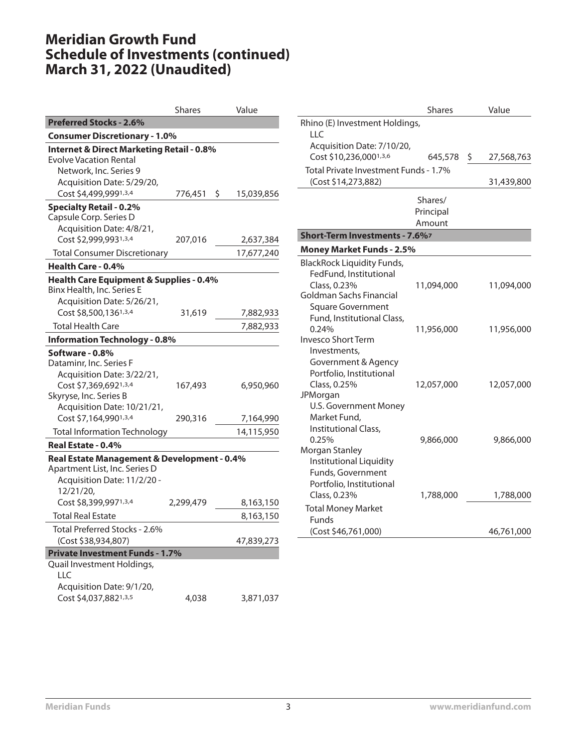# Meridian Growth Fund
# Schedule of Investments (continued)
# March 31, 2022 (Unaudited)

| | Shares | Value |
|---|---|---|
| **Preferred Stocks - 2.6%** | | |
| **Consumer Discretionary - 1.0%** | | |
| **Internet & Direct Marketing Retail - 0.8%** | | |
| Evolve Vacation Rental Network, Inc. Series 9 Acquisition Date: 5/29/20, Cost $4,499,999[1,3,4] | 776,451 | $ 15,039,856 |
| **Specialty Retail - 0.2%** | | |
| Capsule Corp. Series D Acquisition Date: 4/8/21, Cost $2,999,993[1,3,4] | 207,016 | 2,637,384 |
| Total Consumer Discretionary | | 17,677,240 |
| **Health Care - 0.4%** | | |
| **Health Care Equipment & Supplies - 0.4%** | | |
| Binx Health, Inc. Series E Acquisition Date: 5/26/21, Cost $8,500,136[1,3,4] | 31,619 | 7,882,933 |
| Total Health Care | | 7,882,933 |
| **Information Technology - 0.8%** | | |
| **Software - 0.8%** | | |
| Dataminr, Inc. Series F Acquisition Date: 3/22/21, Cost $7,369,692[1,3,4] | 167,493 | 6,950,960 |
| Skyryse, Inc. Series B Acquisition Date: 10/21/21, Cost $7,164,990[1,3,4] | 290,316 | 7,164,990 |
| Total Information Technology | | 14,115,950 |
| **Real Estate - 0.4%** | | |
| **Real Estate Management & Development - 0.4%** | | |
| Apartment List, Inc. Series D Acquisition Date: 11/2/20 - 12/21/20, Cost $8,399,997[1,3,4] | 2,299,479 | 8,163,150 |
| Total Real Estate | | 8,163,150 |
| Total Preferred Stocks - 2.6% (Cost $38,934,807) | | 47,839,273 |
| **Private Investment Funds - 1.7%** | | |
| Quail Investment Holdings, LLC Acquisition Date: 9/1/20, Cost $4,037,882[1,3,5] | 4,038 | 3,871,037 |
| Rhino (E) Investment Holdings, LLC Acquisition Date: 7/10/20, Cost $10,236,000[1,3,6] | 645,578 | $ 27,568,763 |
| Total Private Investment Funds - 1.7% (Cost $14,273,882) | | 31,439,800 |

| | Shares/ Principal Amount | Value |
|---|---|---|
| **Short-Term Investments - 7.6%[7]** | | |
| **Money Market Funds - 2.5%** | | |
| BlackRock Liquidity Funds, FedFund, Institutional Class, 0.23% | 11,094,000 | 11,094,000 |
| Goldman Sachs Financial Square Government Fund, Institutional Class, 0.24% | 11,956,000 | 11,956,000 |
| Invesco Short Term Investments, Government & Agency Portfolio, Institutional Class, 0.25% | 12,057,000 | 12,057,000 |
| JPMorgan U.S. Government Money Market Fund, Institutional Class, 0.25% | 9,866,000 | 9,866,000 |
| Morgan Stanley Institutional Liquidity Funds, Government Portfolio, Institutional Class, 0.23% | 1,788,000 | 1,788,000 |
| Total Money Market Funds (Cost $46,761,000) | | 46,761,000 |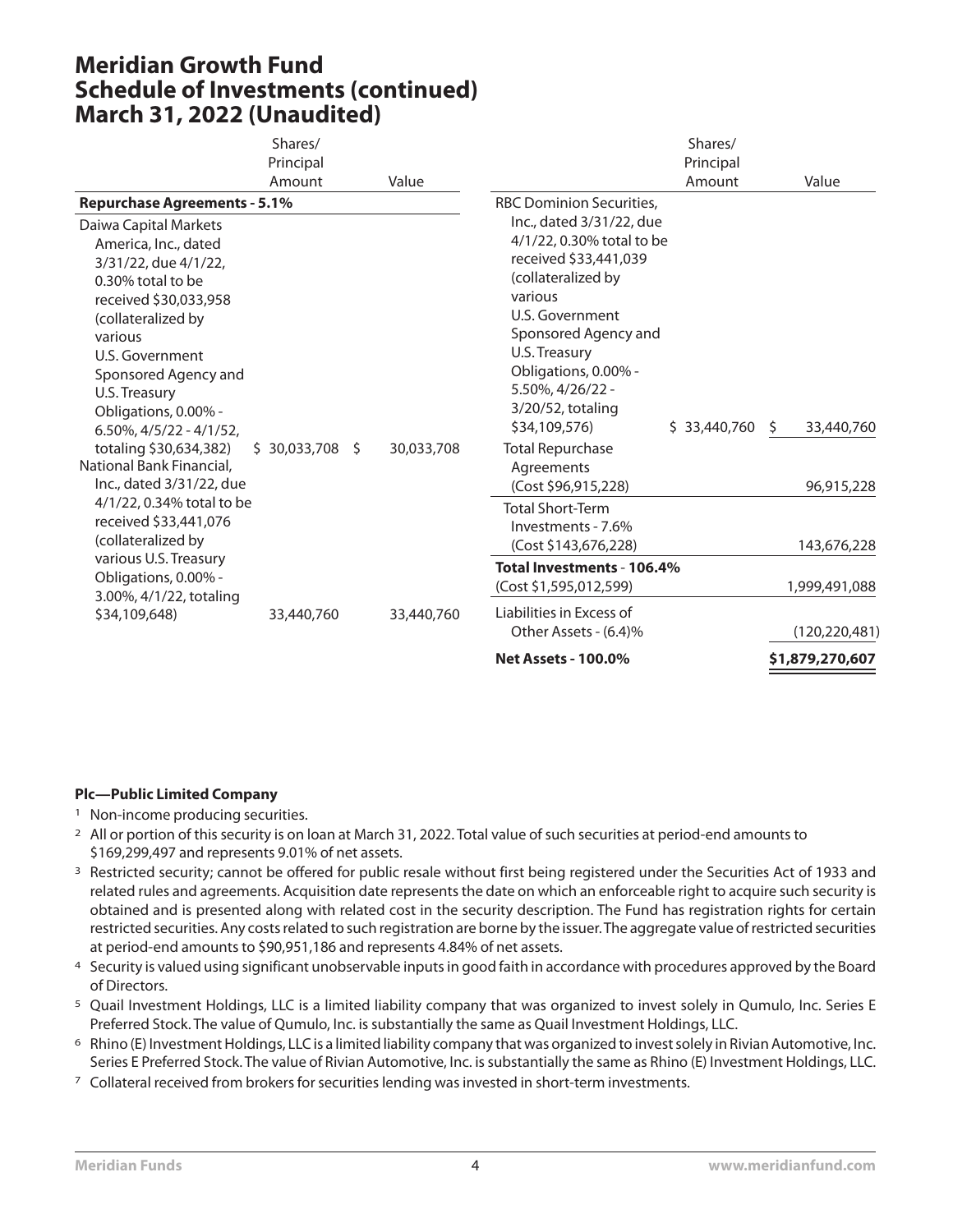# Meridian Growth Fund
# Schedule of Investments (continued)
# March 31, 2022 (Unaudited)

| | Shares/ Principal Amount | Value |
|---|---|---|
| **Repurchase Agreements - 5.1%** | | |
| Daiwa Capital Markets America, Inc., dated 3/31/22, due 4/1/22, 0.30% total to be received $30,033,958 (collateralized by various U.S. Government Sponsored Agency and U.S. Treasury Obligations, 0.00% - 6.50%, 4/5/22 - 4/1/52, totaling $30,634,382) | $ 30,033,708 | $ 30,033,708 |
| National Bank Financial, Inc., dated 3/31/22, due 4/1/22, 0.34% total to be received $33,441,076 (collateralized by various U.S. Treasury Obligations, 0.00% - 3.00%, 4/1/22, totaling $34,109,648) | 33,440,760 | 33,440,760 |
| RBC Dominion Securities, Inc., dated 3/31/22, due 4/1/22, 0.30% total to be received $33,441,039 (collateralized by various U.S. Government Sponsored Agency and U.S. Treasury Obligations, 0.00% - 5.50%, 4/26/22 - 3/20/52, totaling $34,109,576) | $ 33,440,760 | $ 33,440,760 |
| Total Repurchase Agreements (Cost $96,915,228) | | 96,915,228 |
| Total Short-Term Investments - 7.6% (Cost $143,676,228) | | 143,676,228 |
| **Total Investments - 106.4%** (Cost $1,595,012,599) | | 1,999,491,088 |
| Liabilities in Excess of Other Assets - (6.4)% | | (120,220,481) |
| **Net Assets - 100.0%** | | **$1,879,270,607** |

**Plc—Public Limited Company**

[1] Non-income producing securities.

[2] All or portion of this security is on loan at March 31, 2022. Total value of such securities at period-end amounts to $169,299,497 and represents 9.01% of net assets.

[3] Restricted security; cannot be offered for public resale without first being registered under the Securities Act of 1933 and related rules and agreements. Acquisition date represents the date on which an enforceable right to acquire such security is obtained and is presented along with related cost in the security description. The Fund has registration rights for certain restricted securities. Any costs related to such registration are borne by the issuer. The aggregate value of restricted securities at period-end amounts to $90,951,186 and represents 4.84% of net assets.

[4] Security is valued using significant unobservable inputs in good faith in accordance with procedures approved by the Board of Directors.

[5] Quail Investment Holdings, LLC is a limited liability company that was organized to invest solely in Qumulo, Inc. Series E Preferred Stock. The value of Qumulo, Inc. is substantially the same as Quail Investment Holdings, LLC.

[6] Rhino (E) Investment Holdings, LLC is a limited liability company that was organized to invest solely in Rivian Automotive, Inc. Series E Preferred Stock. The value of Rivian Automotive, Inc. is substantially the same as Rhino (E) Investment Holdings, LLC.

[7] Collateral received from brokers for securities lending was invested in short-term investments.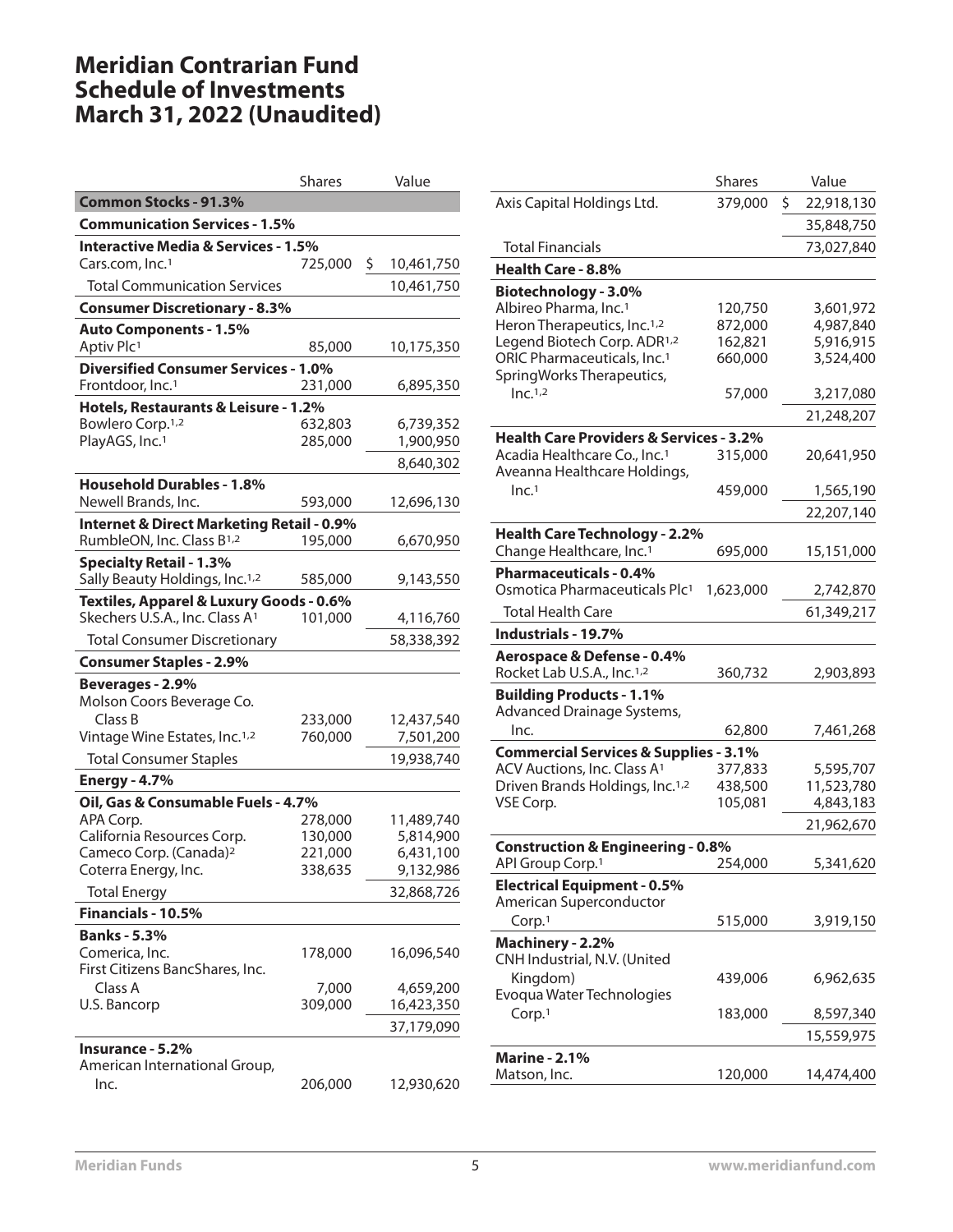# Meridian Contrarian Fund
# Schedule of Investments
# March 31, 2022 (Unaudited)

| | Shares | Value |
|---|---|---|
| **Common Stocks - 91.3%** | | |
| **Communication Services - 1.5%** | | |
| **Interactive Media & Services - 1.5%** | | |
| Cars.com, Inc.[1] | 725,000 | $ 10,461,750 |
| Total Communication Services | | 10,461,750 |
| **Consumer Discretionary - 8.3%** | | |
| **Auto Components - 1.5%** | | |
| Aptiv Plc[1] | 85,000 | 10,175,350 |
| **Diversified Consumer Services - 1.0%** | | |
| Frontdoor, Inc.[1] | 231,000 | 6,895,350 |
| **Hotels, Restaurants & Leisure - 1.2%** | | |
| Bowlero Corp.[1,2] | 632,803 | 6,739,352 |
| PlayAGS, Inc.[1] | 285,000 | 1,900,950 |
| | | 8,640,302 |
| **Household Durables - 1.8%** | | |
| Newell Brands, Inc. | 593,000 | 12,696,130 |
| **Internet & Direct Marketing Retail - 0.9%** | | |
| RumbleON, Inc. Class B[1,2] | 195,000 | 6,670,950 |
| **Specialty Retail - 1.3%** | | |
| Sally Beauty Holdings, Inc.[1,2] | 585,000 | 9,143,550 |
| **Textiles, Apparel & Luxury Goods - 0.6%** | | |
| Skechers U.S.A., Inc. Class A[1] | 101,000 | 4,116,760 |
| Total Consumer Discretionary | | 58,338,392 |
| **Consumer Staples - 2.9%** | | |
| **Beverages - 2.9%** | | |
| Molson Coors Beverage Co. Class B | 233,000 | 12,437,540 |
| Vintage Wine Estates, Inc.[1,2] | 760,000 | 7,501,200 |
| Total Consumer Staples | | 19,938,740 |
| **Energy - 4.7%** | | |
| **Oil, Gas & Consumable Fuels - 4.7%** | | |
| APA Corp. | 278,000 | 11,489,740 |
| California Resources Corp. | 130,000 | 5,814,900 |
| Cameco Corp. (Canada)[2] | 221,000 | 6,431,100 |
| Coterra Energy, Inc. | 338,635 | 9,132,986 |
| Total Energy | | 32,868,726 |
| **Financials - 10.5%** | | |
| **Banks - 5.3%** | | |
| Comerica, Inc. | 178,000 | 16,096,540 |
| First Citizens BancShares, Inc. Class A | 7,000 | 4,659,200 |
| U.S. Bancorp | 309,000 | 16,423,350 |
| | | 37,179,090 |
| **Insurance - 5.2%** | | |
| American International Group, Inc. | 206,000 | 12,930,620 |
| Axis Capital Holdings Ltd. | 379,000 | $ 22,918,130 |
| | | 35,848,750 |
| Total Financials | | 73,027,840 |
| **Health Care - 8.8%** | | |
| **Biotechnology - 3.0%** | | |
| Albireo Pharma, Inc.[1] | 120,750 | 3,601,972 |
| Heron Therapeutics, Inc.[1,2] | 872,000 | 4,987,840 |
| Legend Biotech Corp. ADR[1,2] | 162,821 | 5,916,915 |
| ORIC Pharmaceuticals, Inc.[1] | 660,000 | 3,524,400 |
| SpringWorks Therapeutics, Inc.[1,2] | 57,000 | 3,217,080 |
| | | 21,248,207 |
| **Health Care Providers & Services - 3.2%** | | |
| Acadia Healthcare Co., Inc.[1] | 315,000 | 20,641,950 |
| Aveanna Healthcare Holdings, Inc.[1] | 459,000 | 1,565,190 |
| | | 22,207,140 |
| **Health Care Technology - 2.2%** | | |
| Change Healthcare, Inc.[1] | 695,000 | 15,151,000 |
| **Pharmaceuticals - 0.4%** | | |
| Osmotica Pharmaceuticals Plc[1] | 1,623,000 | 2,742,870 |
| Total Health Care | | 61,349,217 |
| **Industrials - 19.7%** | | |
| **Aerospace & Defense - 0.4%** | | |
| Rocket Lab U.S.A., Inc.[1,2] | 360,732 | 2,903,893 |
| **Building Products - 1.1%** | | |
| Advanced Drainage Systems, Inc. | 62,800 | 7,461,268 |
| **Commercial Services & Supplies - 3.1%** | | |
| ACV Auctions, Inc. Class A[1] | 377,833 | 5,595,707 |
| Driven Brands Holdings, Inc.[1,2] | 438,500 | 11,523,780 |
| VSE Corp. | 105,081 | 4,843,183 |
| | | 21,962,670 |
| **Construction & Engineering - 0.8%** | | |
| API Group Corp.[1] | 254,000 | 5,341,620 |
| **Electrical Equipment - 0.5%** | | |
| American Superconductor Corp.[1] | 515,000 | 3,919,150 |
| **Machinery - 2.2%** | | |
| CNH Industrial, N.V. (United Kingdom) | 439,006 | 6,962,635 |
| Evoqua Water Technologies Corp.[1] | 183,000 | 8,597,340 |
| | | 15,559,975 |
| **Marine - 2.1%** | | |
| Matson, Inc. | 120,000 | 14,474,400 |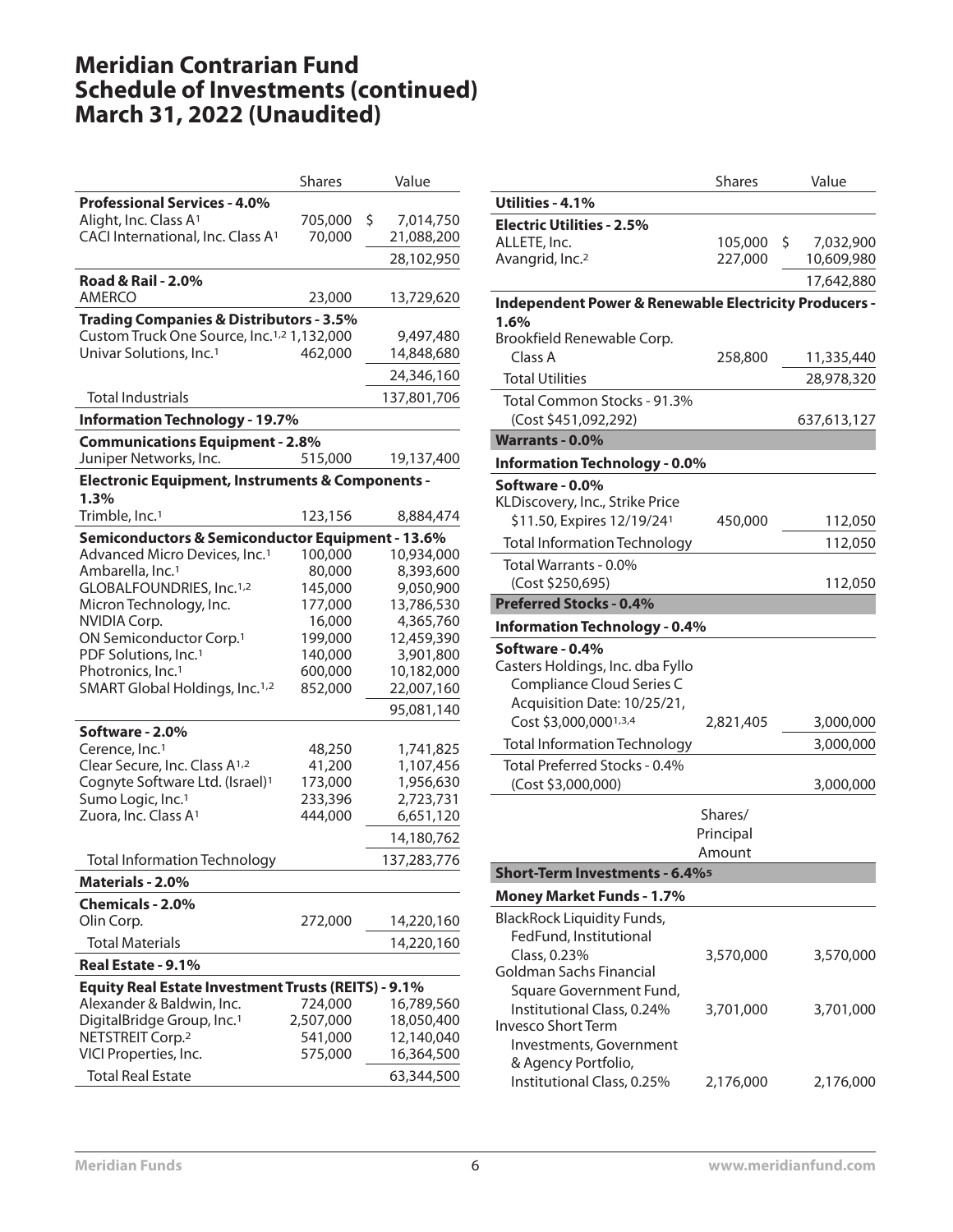# Meridian Contrarian Fund
# Schedule of Investments (continued)
# March 31, 2022 (Unaudited)

| | Shares | Value |
|---|---|---|
| **Professional Services - 4.0%** | | |
| Alight, Inc. Class A[1] | 705,000 | $ 7,014,750 |
| CACI International, Inc. Class A[1] | 70,000 | 21,088,200 |
| | | 28,102,950 |
| **Road & Rail - 2.0%** | | |
| AMERCO | 23,000 | 13,729,620 |
| **Trading Companies & Distributors - 3.5%** | | |
| Custom Truck One Source, Inc.[1,2] | 1,132,000 | 9,497,480 |
| Univar Solutions, Inc.[1] | 462,000 | 14,848,680 |
| | | 24,346,160 |
| Total Industrials | | 137,801,706 |
| **Information Technology - 19.7%** | | |
| **Communications Equipment - 2.8%** | | |
| Juniper Networks, Inc. | 515,000 | 19,137,400 |
| **Electronic Equipment, Instruments & Components - 1.3%** | | |
| Trimble, Inc.[1] | 123,156 | 8,884,474 |
| **Semiconductors & Semiconductor Equipment - 13.6%** | | |
| Advanced Micro Devices, Inc.[1] | 100,000 | 10,934,000 |
| Ambarella, Inc.[1] | 80,000 | 8,393,600 |
| GLOBALFOUNDRIES, Inc.[1,2] | 145,000 | 9,050,900 |
| Micron Technology, Inc. | 177,000 | 13,786,530 |
| NVIDIA Corp. | 16,000 | 4,365,760 |
| ON Semiconductor Corp.[1] | 199,000 | 12,459,390 |
| PDF Solutions, Inc.[1] | 140,000 | 3,901,800 |
| Photronics, Inc.[1] | 600,000 | 10,182,000 |
| SMART Global Holdings, Inc.[1,2] | 852,000 | 22,007,160 |
| | | 95,081,140 |
| **Software - 2.0%** | | |
| Cerence, Inc.[1] | 48,250 | 1,741,825 |
| Clear Secure, Inc. Class A[1,2] | 41,200 | 1,107,456 |
| Cognyte Software Ltd. (Israel)[1] | 173,000 | 1,956,630 |
| Sumo Logic, Inc.[1] | 233,396 | 2,723,731 |
| Zuora, Inc. Class A[1] | 444,000 | 6,651,120 |
| | | 14,180,762 |
| Total Information Technology | | 137,283,776 |
| **Materials - 2.0%** | | |
| **Chemicals - 2.0%** | | |
| Olin Corp. | 272,000 | 14,220,160 |
| Total Materials | | 14,220,160 |
| **Real Estate - 9.1%** | | |
| **Equity Real Estate Investment Trusts (REITS) - 9.1%** | | |
| Alexander & Baldwin, Inc. | 724,000 | 16,789,560 |
| DigitalBridge Group, Inc.[1] | 2,507,000 | 18,050,400 |
| NETSTREIT Corp.[2] | 541,000 | 12,140,040 |
| VICI Properties, Inc. | 575,000 | 16,364,500 |
| Total Real Estate | | 63,344,500 |
| **Utilities - 4.1%** | | |
| **Electric Utilities - 2.5%** | | |
| ALLETE, Inc. | 105,000 | $ 7,032,900 |
| Avangrid, Inc.[2] | 227,000 | 10,609,980 |
| | | 17,642,880 |
| **Independent Power & Renewable Electricity Producers - 1.6%** | | |
| Brookfield Renewable Corp. Class A | 258,800 | 11,335,440 |
| Total Utilities | | 28,978,320 |
| Total Common Stocks - 91.3% (Cost $451,092,292) | | 637,613,127 |
| **Warrants - 0.0%** | | |
| **Information Technology - 0.0%** | | |
| **Software - 0.0%** | | |
| KLDiscovery, Inc., Strike Price $11.50, Expires 12/19/24[1] | 450,000 | 112,050 |
| Total Information Technology | | 112,050 |
| Total Warrants - 0.0% (Cost $250,695) | | 112,050 |
| **Preferred Stocks - 0.4%** | | |
| **Information Technology - 0.4%** | | |
| **Software - 0.4%** | | |
| Casters Holdings, Inc. dba Fyllo Compliance Cloud Series C Acquisition Date: 10/25/21, Cost $3,000,000[1,3,4] | 2,821,405 | 3,000,000 |
| Total Information Technology | | 3,000,000 |
| Total Preferred Stocks - 0.4% (Cost $3,000,000) | | 3,000,000 |

| | Shares/ Principal Amount | |
|---|---|---|
| **Short-Term Investments - 6.4%[5]** | | |
| **Money Market Funds - 1.7%** | | |
| BlackRock Liquidity Funds, FedFund, Institutional Class, 0.23% | 3,570,000 | 3,570,000 |
| Goldman Sachs Financial Square Government Fund, Institutional Class, 0.24% | 3,701,000 | 3,701,000 |
| Invesco Short Term Investments, Government & Agency Portfolio, Institutional Class, 0.25% | 2,176,000 | 2,176,000 |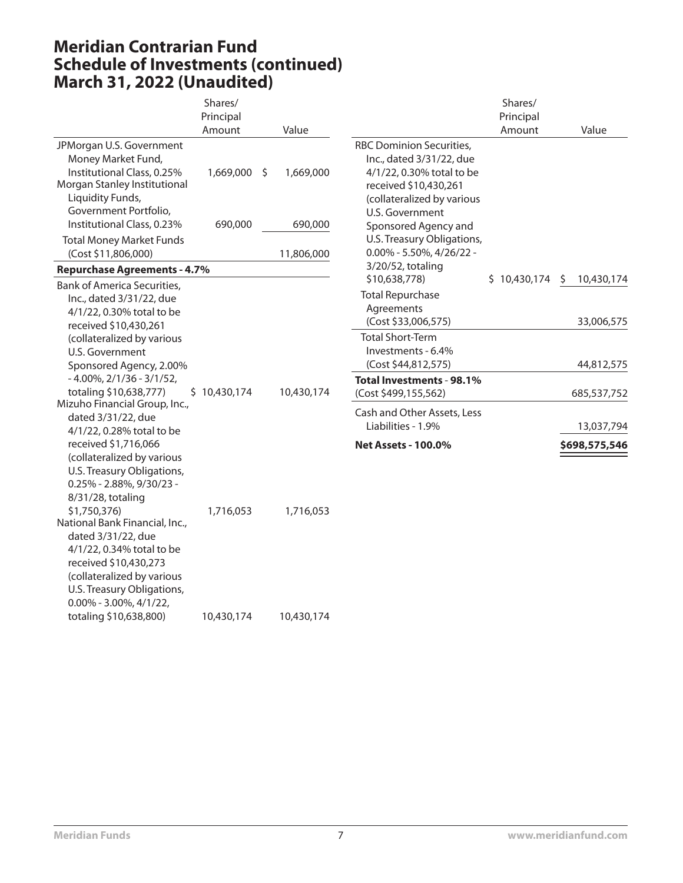# Meridian Contrarian Fund
# Schedule of Investments (continued)
# March 31, 2022 (Unaudited)

| | Shares/ Principal Amount | Value |
|---|---|---|
| JPMorgan U.S. Government Money Market Fund, Institutional Class, 0.25% | 1,669,000 | $ 1,669,000 |
| Morgan Stanley Institutional Liquidity Funds, Government Portfolio, Institutional Class, 0.23% | 690,000 | 690,000 |
| Total Money Market Funds (Cost $11,806,000) | | 11,806,000 |
| **Repurchase Agreements - 4.7%** | | |
| Bank of America Securities, Inc., dated 3/31/22, due 4/1/22, 0.30% total to be received $10,430,261 (collateralized by various U.S. Government Sponsored Agency, 2.00% - 4.00%, 2/1/36 - 3/1/52, totaling $10,638,777) | $ 10,430,174 | 10,430,174 |
| Mizuho Financial Group, Inc., dated 3/31/22, due 4/1/22, 0.28% total to be received $1,716,066 (collateralized by various U.S. Treasury Obligations, 0.25% - 2.88%, 9/30/23 - 8/31/28, totaling $1,750,376) | 1,716,053 | 1,716,053 |
| National Bank Financial, Inc., dated 3/31/22, due 4/1/22, 0.34% total to be received $10,430,273 (collateralized by various U.S. Treasury Obligations, 0.00% - 3.00%, 4/1/22, totaling $10,638,800) | 10,430,174 | 10,430,174 |
| RBC Dominion Securities, Inc., dated 3/31/22, due 4/1/22, 0.30% total to be received $10,430,261 (collateralized by various U.S. Government Sponsored Agency and U.S. Treasury Obligations, 0.00% - 5.50%, 4/26/22 - 3/20/52, totaling $10,638,778) | $ 10,430,174 | $ 10,430,174 |
| Total Repurchase Agreements (Cost $33,006,575) | | 33,006,575 |
| Total Short-Term Investments - 6.4% (Cost $44,812,575) | | 44,812,575 |
| **Total Investments - 98.1%** (Cost $499,155,562) | | 685,537,752 |
| Cash and Other Assets, Less Liabilities - 1.9% | | 13,037,794 |
| **Net Assets - 100.0%** | | **$698,575,546** |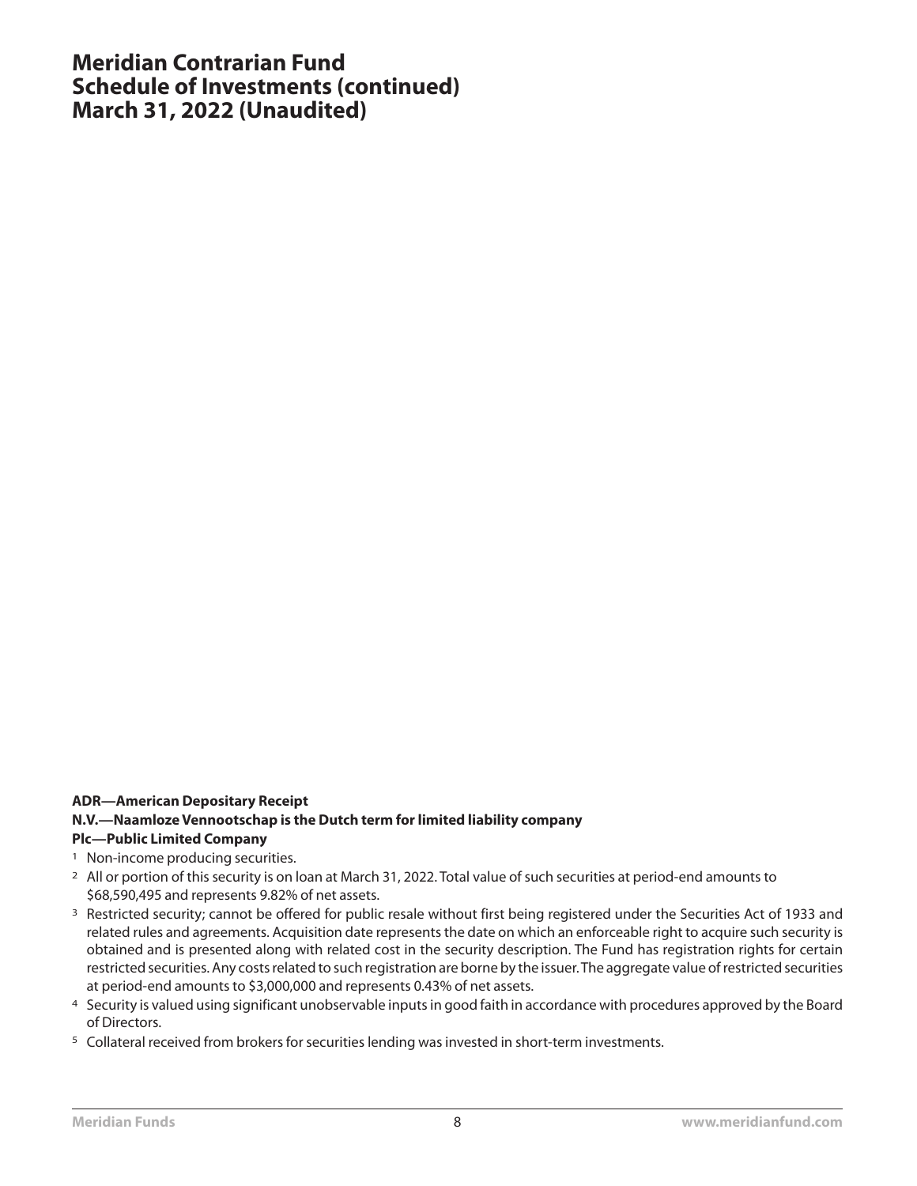# Meridian Contrarian Fund
# Schedule of Investments (continued)
# March 31, 2022 (Unaudited)

**ADR—American Depositary Receipt**
**N.V.—Naamloze Vennootschap is the Dutch term for limited liability company**
**Plc—Public Limited Company**

[1] Non-income producing securities.

[2] All or portion of this security is on loan at March 31, 2022. Total value of such securities at period-end amounts to $68,590,495 and represents 9.82% of net assets.

[3] Restricted security; cannot be offered for public resale without first being registered under the Securities Act of 1933 and related rules and agreements. Acquisition date represents the date on which an enforceable right to acquire such security is obtained and is presented along with related cost in the security description. The Fund has registration rights for certain restricted securities. Any costs related to such registration are borne by the issuer. The aggregate value of restricted securities at period-end amounts to $3,000,000 and represents 0.43% of net assets.

[4] Security is valued using significant unobservable inputs in good faith in accordance with procedures approved by the Board of Directors.

[5] Collateral received from brokers for securities lending was invested in short-term investments.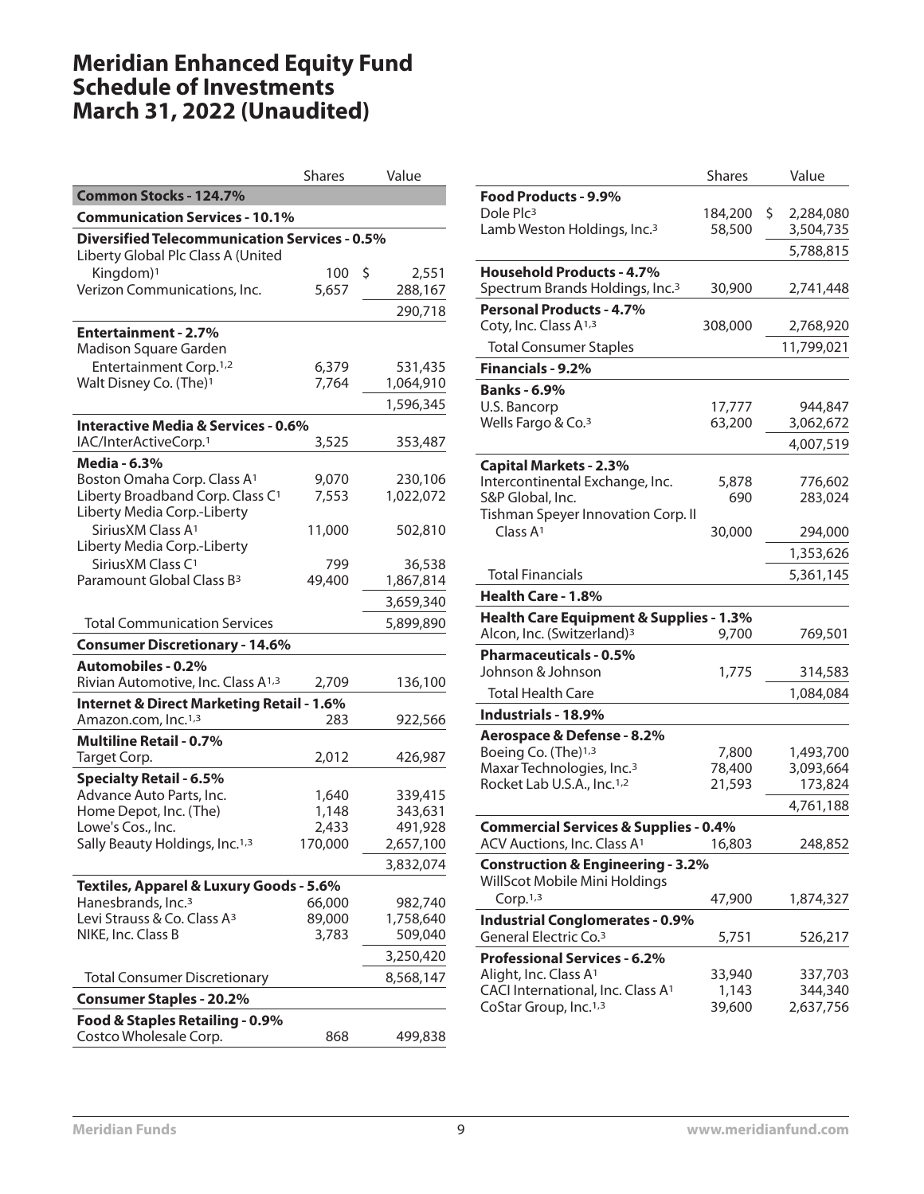# Meridian Enhanced Equity Fund
# Schedule of Investments
# March 31, 2022 (Unaudited)

| | Shares | Value |
|---|---|---|
| **Common Stocks - 124.7%** | | |
| **Communication Services - 10.1%** | | |
| **Diversified Telecommunication Services - 0.5%** | | |
| Liberty Global Plc Class A (United Kingdom)[1] | 100 | $ 2,551 |
| Verizon Communications, Inc. | 5,657 | 288,167 |
| | | 290,718 |
| **Entertainment - 2.7%** | | |
| Madison Square Garden Entertainment Corp.[1,2] | 6,379 | 531,435 |
| Walt Disney Co. (The)[1] | 7,764 | 1,064,910 |
| | | 1,596,345 |
| **Interactive Media & Services - 0.6%** | | |
| IAC/InterActiveCorp.[1] | 3,525 | 353,487 |
| **Media - 6.3%** | | |
| Boston Omaha Corp. Class A[1] | 9,070 | 230,106 |
| Liberty Broadband Corp. Class C[1] | 7,553 | 1,022,072 |
| Liberty Media Corp.-Liberty SiriusXM Class A[1] | 11,000 | 502,810 |
| Liberty Media Corp.-Liberty SiriusXM Class C[1] | 799 | 36,538 |
| Paramount Global Class B[3] | 49,400 | 1,867,814 |
| | | 3,659,340 |
| Total Communication Services | | 5,899,890 |
| **Consumer Discretionary - 14.6%** | | |
| **Automobiles - 0.2%** | | |
| Rivian Automotive, Inc. Class A[1,3] | 2,709 | 136,100 |
| **Internet & Direct Marketing Retail - 1.6%** | | |
| Amazon.com, Inc.[1,3] | 283 | 922,566 |
| **Multiline Retail - 0.7%** | | |
| Target Corp. | 2,012 | 426,987 |
| **Specialty Retail - 6.5%** | | |
| Advance Auto Parts, Inc. | 1,640 | 339,415 |
| Home Depot, Inc. (The) | 1,148 | 343,631 |
| Lowe's Cos., Inc. | 2,433 | 491,928 |
| Sally Beauty Holdings, Inc.[1,3] | 170,000 | 2,657,100 |
| | | 3,832,074 |
| **Textiles, Apparel & Luxury Goods - 5.6%** | | |
| Hanesbrands, Inc.[3] | 66,000 | 982,740 |
| Levi Strauss & Co. Class A[3] | 89,000 | 1,758,640 |
| NIKE, Inc. Class B | 3,783 | 509,040 |
| | | 3,250,420 |
| Total Consumer Discretionary | | 8,568,147 |
| **Consumer Staples - 20.2%** | | |
| **Food & Staples Retailing - 0.9%** | | |
| Costco Wholesale Corp. | 868 | 499,838 |
| **Food Products - 9.9%** | | |
| Dole Plc[3] | 184,200 | $ 2,284,080 |
| Lamb Weston Holdings, Inc.[3] | 58,500 | 3,504,735 |
| | | 5,788,815 |
| **Household Products - 4.7%** | | |
| Spectrum Brands Holdings, Inc.[3] | 30,900 | 2,741,448 |
| **Personal Products - 4.7%** | | |
| Coty, Inc. Class A[1,3] | 308,000 | 2,768,920 |
| Total Consumer Staples | | 11,799,021 |
| **Financials - 9.2%** | | |
| **Banks - 6.9%** | | |
| U.S. Bancorp | 17,777 | 944,847 |
| Wells Fargo & Co.[3] | 63,200 | 3,062,672 |
| | | 4,007,519 |
| **Capital Markets - 2.3%** | | |
| Intercontinental Exchange, Inc. | 5,878 | 776,602 |
| S&P Global, Inc. | 690 | 283,024 |
| Tishman Speyer Innovation Corp. II Class A[1] | 30,000 | 294,000 |
| | | 1,353,626 |
| Total Financials | | 5,361,145 |
| **Health Care - 1.8%** | | |
| **Health Care Equipment & Supplies - 1.3%** | | |
| Alcon, Inc. (Switzerland)[3] | 9,700 | 769,501 |
| **Pharmaceuticals - 0.5%** | | |
| Johnson & Johnson | 1,775 | 314,583 |
| Total Health Care | | 1,084,084 |
| **Industrials - 18.9%** | | |
| **Aerospace & Defense - 8.2%** | | |
| Boeing Co. (The)[1,3] | 7,800 | 1,493,700 |
| Maxar Technologies, Inc.[3] | 78,400 | 3,093,664 |
| Rocket Lab U.S.A., Inc.[1,2] | 21,593 | 173,824 |
| | | 4,761,188 |
| **Commercial Services & Supplies - 0.4%** | | |
| ACV Auctions, Inc. Class A[1] | 16,803 | 248,852 |
| **Construction & Engineering - 3.2%** | | |
| WillScot Mobile Mini Holdings Corp.[1,3] | 47,900 | 1,874,327 |
| **Industrial Conglomerates - 0.9%** | | |
| General Electric Co.[3] | 5,751 | 526,217 |
| **Professional Services - 6.2%** | | |
| Alight, Inc. Class A[1] | 33,940 | 337,703 |
| CACI International, Inc. Class A[1] | 1,143 | 344,340 |
| CoStar Group, Inc.[1,3] | 39,600 | 2,637,756 |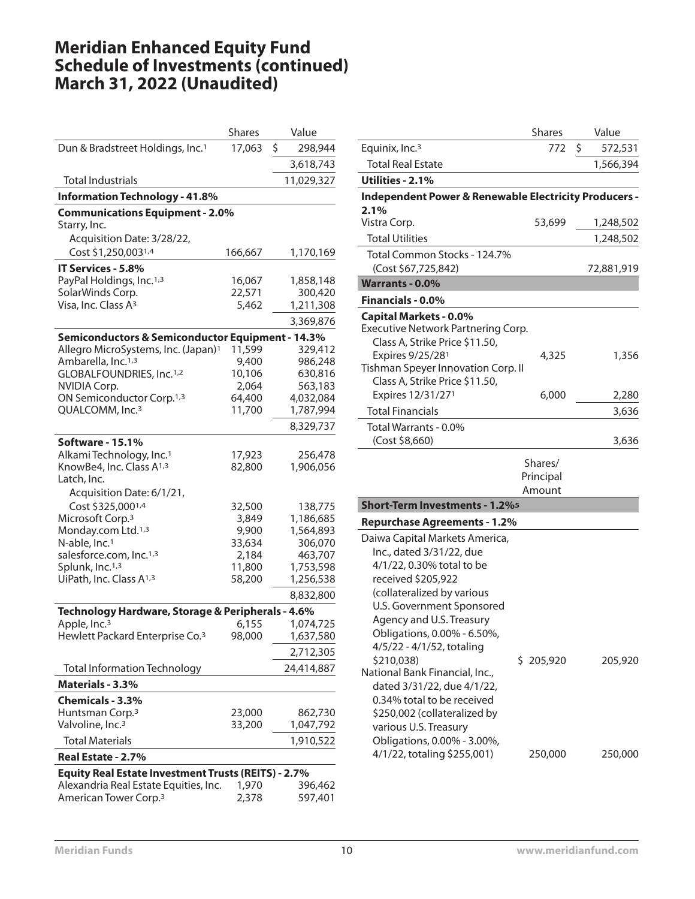# Meridian Enhanced Equity Fund
# Schedule of Investments (continued)
# March 31, 2022 (Unaudited)

| | Shares | Value |
|---|---|---|
| Dun & Bradstreet Holdings, Inc.[1] | 17,063 | $ 298,944 |
| | | 3,618,743 |
| Total Industrials | | 11,029,327 |
| **Information Technology - 41.8%** | | |
| **Communications Equipment - 2.0%** | | |
| Starry, Inc. Acquisition Date: 3/28/22, Cost $1,250,003[1,4] | 166,667 | 1,170,169 |
| **IT Services - 5.8%** | | |
| PayPal Holdings, Inc.[1,3] | 16,067 | 1,858,148 |
| SolarWinds Corp. | 22,571 | 300,420 |
| Visa, Inc. Class A[3] | 5,462 | 1,211,308 |
| | | 3,369,876 |
| **Semiconductors & Semiconductor Equipment - 14.3%** | | |
| Allegro MicroSystems, Inc. (Japan)[1] | 11,599 | 329,412 |
| Ambarella, Inc.[1,3] | 9,400 | 986,248 |
| GLOBALFOUNDRIES, Inc.[1,2] | 10,106 | 630,816 |
| NVIDIA Corp. | 2,064 | 563,183 |
| ON Semiconductor Corp.[1,3] | 64,400 | 4,032,084 |
| QUALCOMM, Inc.[3] | 11,700 | 1,787,994 |
| | | 8,329,737 |
| **Software - 15.1%** | | |
| Alkami Technology, Inc.[1] | 17,923 | 256,478 |
| KnowBe4, Inc. Class A[1,3] | 82,800 | 1,906,056 |
| Latch, Inc. Acquisition Date: 6/1/21, Cost $325,000[1,4] | 32,500 | 138,775 |
| Microsoft Corp.[3] | 3,849 | 1,186,685 |
| Monday.com Ltd.[1,3] | 9,900 | 1,564,893 |
| N-able, Inc.[1] | 33,634 | 306,070 |
| salesforce.com, Inc.[1,3] | 2,184 | 463,707 |
| Splunk, Inc.[1,3] | 11,800 | 1,753,598 |
| UiPath, Inc. Class A[1,3] | 58,200 | 1,256,538 |
| | | 8,832,800 |
| **Technology Hardware, Storage & Peripherals - 4.6%** | | |
| Apple, Inc.[3] | 6,155 | 1,074,725 |
| Hewlett Packard Enterprise Co.[3] | 98,000 | 1,637,580 |
| | | 2,712,305 |
| Total Information Technology | | 24,414,887 |
| **Materials - 3.3%** | | |
| **Chemicals - 3.3%** | | |
| Huntsman Corp.[3] | 23,000 | 862,730 |
| Valvoline, Inc.[3] | 33,200 | 1,047,792 |
| Total Materials | | 1,910,522 |
| **Real Estate - 2.7%** | | |
| **Equity Real Estate Investment Trusts (REITS) - 2.7%** | | |
| Alexandria Real Estate Equities, Inc. | 1,970 | 396,462 |
| American Tower Corp.[3] | 2,378 | 597,401 |
| Equinix, Inc.[3] | 772 | $ 572,531 |
| Total Real Estate | | 1,566,394 |
| **Utilities - 2.1%** | | |
| **Independent Power & Renewable Electricity Producers - 2.1%** | | |
| Vistra Corp. | 53,699 | 1,248,502 |
| Total Utilities | | 1,248,502 |
| Total Common Stocks - 124.7% (Cost $67,725,842) | | 72,881,919 |
| **Warrants - 0.0%** | | |
| **Financials - 0.0%** | | |
| **Capital Markets - 0.0%** | | |
| Executive Network Partnering Corp. Class A, Strike Price $11.50, Expires 9/25/28[1] | 4,325 | 1,356 |
| Tishman Speyer Innovation Corp. II Class A, Strike Price $11.50, Expires 12/31/27[1] | 6,000 | 2,280 |
| Total Financials | | 3,636 |
| Total Warrants - 0.0% (Cost $8,660) | | 3,636 |

| | Shares/ Principal Amount | Value |
|---|---|---|
| **Short-Term Investments - 1.2%[5]** | | |
| **Repurchase Agreements - 1.2%** | | |
| Daiwa Capital Markets America, Inc., dated 3/31/22, due 4/1/22, 0.30% total to be received $205,922 (collateralized by various U.S. Government Sponsored Agency and U.S. Treasury Obligations, 0.00% - 6.50%, 4/5/22 - 4/1/52, totaling $210,038) | $ 205,920 | 205,920 |
| National Bank Financial, Inc., dated 3/31/22, due 4/1/22, 0.34% total to be received $250,002 (collateralized by various U.S. Treasury Obligations, 0.00% - 3.00%, 4/1/22, totaling $255,001) | 250,000 | 250,000 |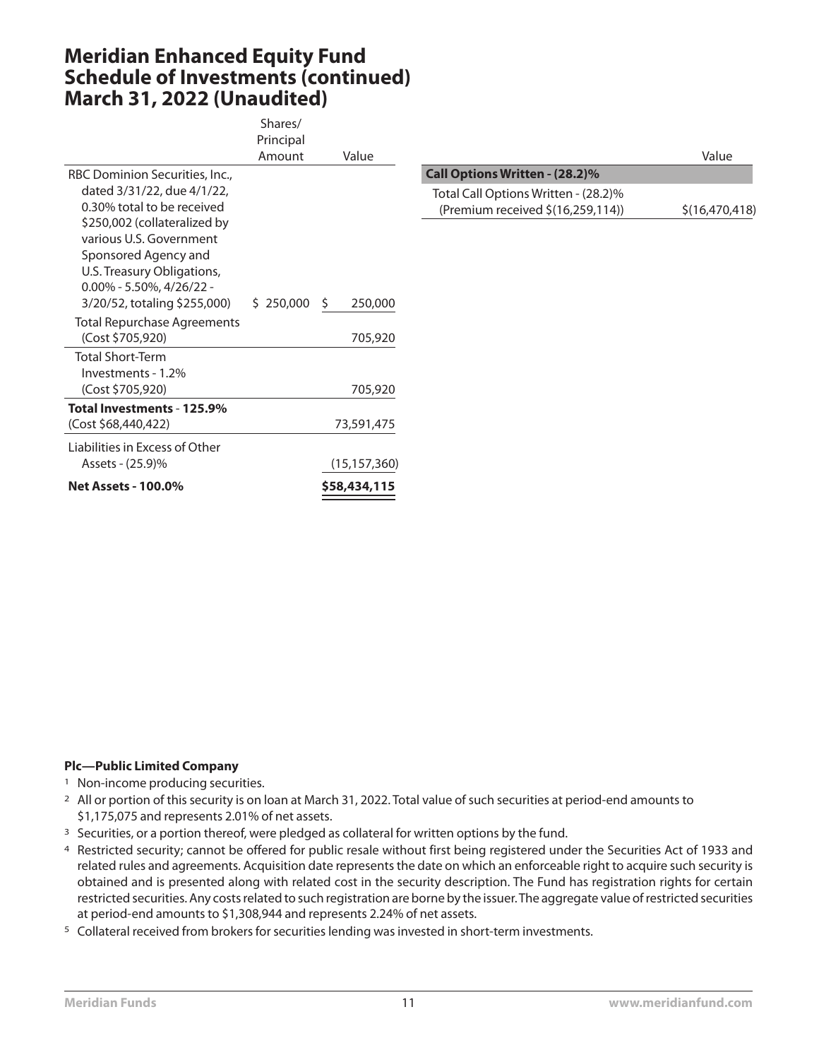# Meridian Enhanced Equity Fund
# Schedule of Investments (continued)
# March 31, 2022 (Unaudited)

| | Shares/ Principal Amount | Value |
|---|---|---|
| RBC Dominion Securities, Inc., dated 3/31/22, due 4/1/22, 0.30% total to be received $250,002 (collateralized by various U.S. Government Sponsored Agency and U.S. Treasury Obligations, 0.00% - 5.50%, 4/26/22 - 3/20/52, totaling $255,000) | $ 250,000 | $ 250,000 |
| Total Repurchase Agreements (Cost $705,920) | | 705,920 |
| Total Short-Term Investments - 1.2% (Cost $705,920) | | 705,920 |
| **Total Investments - 125.9%** (Cost $68,440,422) | | 73,591,475 |
| Liabilities in Excess of Other Assets - (25.9)% | | (15,157,360) |
| **Net Assets - 100.0%** | | **$58,434,115** |

| | Value |
|---|---|
| **Call Options Written - (28.2)%** | |
| Total Call Options Written - (28.2)% (Premium received $(16,259,114)) | $(16,470,418) |

**Plc—Public Limited Company**

[1] Non-income producing securities.

[2] All or portion of this security is on loan at March 31, 2022. Total value of such securities at period-end amounts to $1,175,075 and represents 2.01% of net assets.

[3] Securities, or a portion thereof, were pledged as collateral for written options by the fund.

[4] Restricted security; cannot be offered for public resale without first being registered under the Securities Act of 1933 and related rules and agreements. Acquisition date represents the date on which an enforceable right to acquire such security is obtained and is presented along with related cost in the security description. The Fund has registration rights for certain restricted securities. Any costs related to such registration are borne by the issuer. The aggregate value of restricted securities at period-end amounts to $1,308,944 and represents 2.24% of net assets.

[5] Collateral received from brokers for securities lending was invested in short-term investments.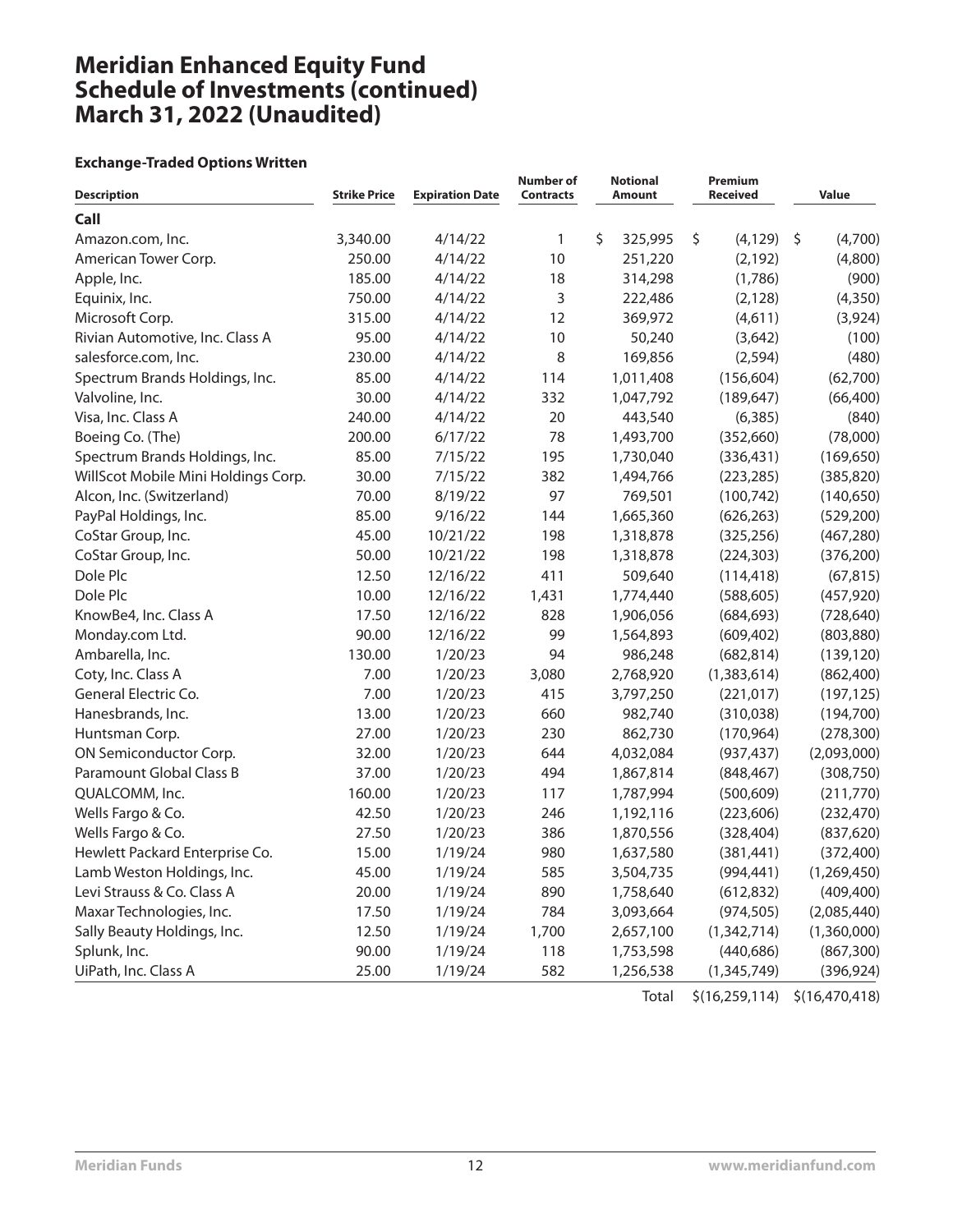# Meridian Enhanced Equity Fund
# Schedule of Investments (continued)
# March 31, 2022 (Unaudited)

### Exchange-Traded Options Written

| Description | Strike Price | Expiration Date | Number of Contracts | Notional Amount | Premium Received | Value |
|---|---|---|---|---|---|---|
| **Call** | | | | | | |
| Amazon.com, Inc. | 3,340.00 | 4/14/22 | 1 | $ 325,995 | $ (4,129) | $ (4,700) |
| American Tower Corp. | 250.00 | 4/14/22 | 10 | 251,220 | (2,192) | (4,800) |
| Apple, Inc. | 185.00 | 4/14/22 | 18 | 314,298 | (1,786) | (900) |
| Equinix, Inc. | 750.00 | 4/14/22 | 3 | 222,486 | (2,128) | (4,350) |
| Microsoft Corp. | 315.00 | 4/14/22 | 12 | 369,972 | (4,611) | (3,924) |
| Rivian Automotive, Inc. Class A | 95.00 | 4/14/22 | 10 | 50,240 | (3,642) | (100) |
| salesforce.com, Inc. | 230.00 | 4/14/22 | 8 | 169,856 | (2,594) | (480) |
| Spectrum Brands Holdings, Inc. | 85.00 | 4/14/22 | 114 | 1,011,408 | (156,604) | (62,700) |
| Valvoline, Inc. | 30.00 | 4/14/22 | 332 | 1,047,792 | (189,647) | (66,400) |
| Visa, Inc. Class A | 240.00 | 4/14/22 | 20 | 443,540 | (6,385) | (840) |
| Boeing Co. (The) | 200.00 | 6/17/22 | 78 | 1,493,700 | (352,660) | (78,000) |
| Spectrum Brands Holdings, Inc. | 85.00 | 7/15/22 | 195 | 1,730,040 | (336,431) | (169,650) |
| WillScot Mobile Mini Holdings Corp. | 30.00 | 7/15/22 | 382 | 1,494,766 | (223,285) | (385,820) |
| Alcon, Inc. (Switzerland) | 70.00 | 8/19/22 | 97 | 769,501 | (100,742) | (140,650) |
| PayPal Holdings, Inc. | 85.00 | 9/16/22 | 144 | 1,665,360 | (626,263) | (529,200) |
| CoStar Group, Inc. | 45.00 | 10/21/22 | 198 | 1,318,878 | (325,256) | (467,280) |
| CoStar Group, Inc. | 50.00 | 10/21/22 | 198 | 1,318,878 | (224,303) | (376,200) |
| Dole Plc | 12.50 | 12/16/22 | 411 | 509,640 | (114,418) | (67,815) |
| Dole Plc | 10.00 | 12/16/22 | 1,431 | 1,774,440 | (588,605) | (457,920) |
| KnowBe4, Inc. Class A | 17.50 | 12/16/22 | 828 | 1,906,056 | (684,693) | (728,640) |
| Monday.com Ltd. | 90.00 | 12/16/22 | 99 | 1,564,893 | (609,402) | (803,880) |
| Ambarella, Inc. | 130.00 | 1/20/23 | 94 | 986,248 | (682,814) | (139,120) |
| Coty, Inc. Class A | 7.00 | 1/20/23 | 3,080 | 2,768,920 | (1,383,614) | (862,400) |
| General Electric Co. | 7.00 | 1/20/23 | 415 | 3,797,250 | (221,017) | (197,125) |
| Hanesbrands, Inc. | 13.00 | 1/20/23 | 660 | 982,740 | (310,038) | (194,700) |
| Huntsman Corp. | 27.00 | 1/20/23 | 230 | 862,730 | (170,964) | (278,300) |
| ON Semiconductor Corp. | 32.00 | 1/20/23 | 644 | 4,032,084 | (937,437) | (2,093,000) |
| Paramount Global Class B | 37.00 | 1/20/23 | 494 | 1,867,814 | (848,467) | (308,750) |
| QUALCOMM, Inc. | 160.00 | 1/20/23 | 117 | 1,787,994 | (500,609) | (211,770) |
| Wells Fargo & Co. | 42.50 | 1/20/23 | 246 | 1,192,116 | (223,606) | (232,470) |
| Wells Fargo & Co. | 27.50 | 1/20/23 | 386 | 1,870,556 | (328,404) | (837,620) |
| Hewlett Packard Enterprise Co. | 15.00 | 1/19/24 | 980 | 1,637,580 | (381,441) | (372,400) |
| Lamb Weston Holdings, Inc. | 45.00 | 1/19/24 | 585 | 3,504,735 | (994,441) | (1,269,450) |
| Levi Strauss & Co. Class A | 20.00 | 1/19/24 | 890 | 1,758,640 | (612,832) | (409,400) |
| Maxar Technologies, Inc. | 17.50 | 1/19/24 | 784 | 3,093,664 | (974,505) | (2,085,440) |
| Sally Beauty Holdings, Inc. | 12.50 | 1/19/24 | 1,700 | 2,657,100 | (1,342,714) | (1,360,000) |
| Splunk, Inc. | 90.00 | 1/19/24 | 118 | 1,753,598 | (440,686) | (867,300) |
| UiPath, Inc. Class A | 25.00 | 1/19/24 | 582 | 1,256,538 | (1,345,749) | (396,924) |
| | | | | Total | $(16,259,114) | $(16,470,418) |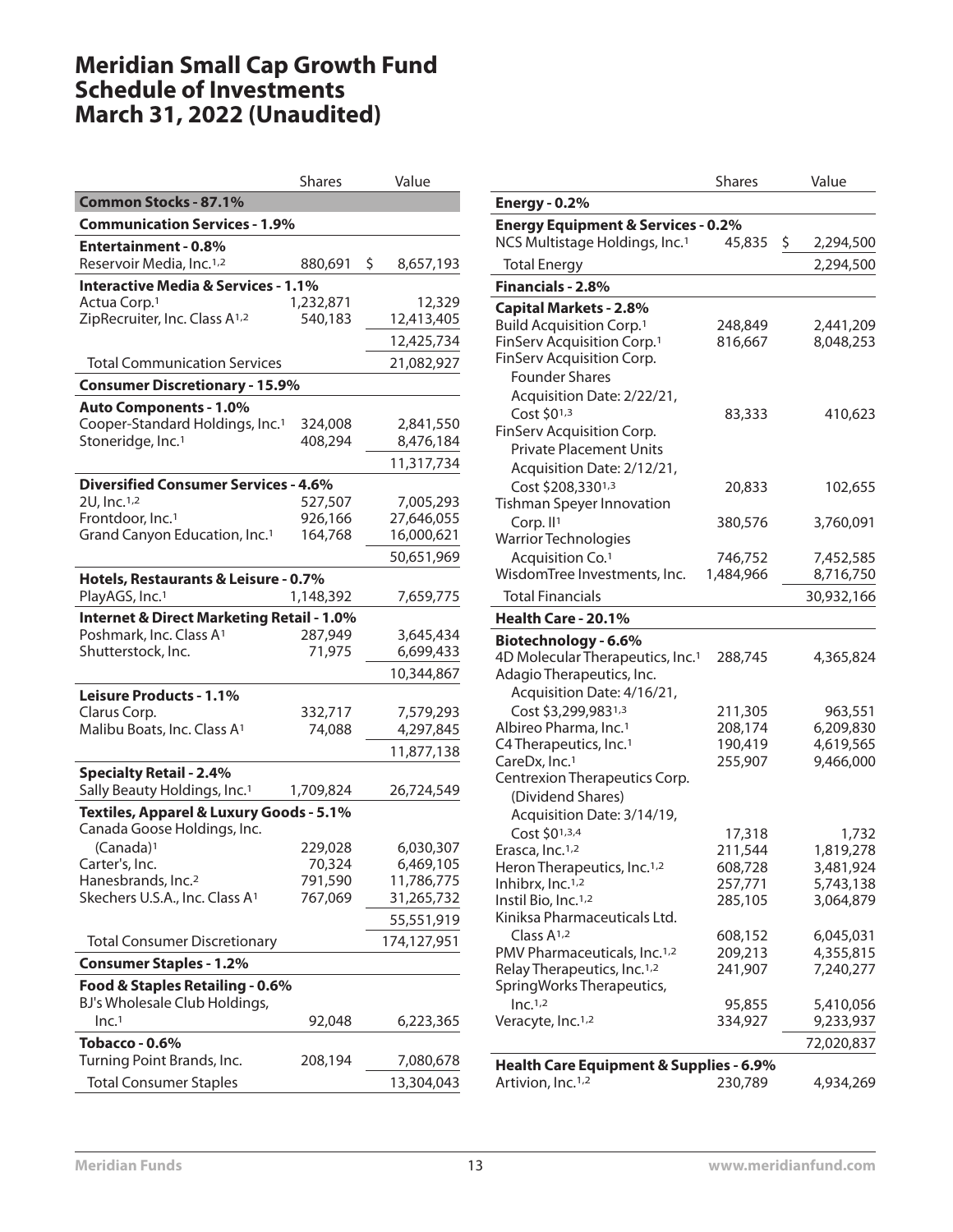# Meridian Small Cap Growth Fund
# Schedule of Investments
# March 31, 2022 (Unaudited)

| | Shares | Value |
|---|---|---|
| **Common Stocks - 87.1%** | | |
| **Communication Services - 1.9%** | | |
| **Entertainment - 0.8%** | | |
| Reservoir Media, Inc.[1,2] | 880,691 | $ 8,657,193 |
| **Interactive Media & Services - 1.1%** | | |
| Actua Corp.[1] | 1,232,871 | 12,329 |
| ZipRecruiter, Inc. Class A[1,2] | 540,183 | 12,413,405 |
| | | 12,425,734 |
| Total Communication Services | | 21,082,927 |
| **Consumer Discretionary - 15.9%** | | |
| **Auto Components - 1.0%** | | |
| Cooper-Standard Holdings, Inc.[1] | 324,008 | 2,841,550 |
| Stoneridge, Inc.[1] | 408,294 | 8,476,184 |
| | | 11,317,734 |
| **Diversified Consumer Services - 4.6%** | | |
| 2U, Inc.[1,2] | 527,507 | 7,005,293 |
| Frontdoor, Inc.[1] | 926,166 | 27,646,055 |
| Grand Canyon Education, Inc.[1] | 164,768 | 16,000,621 |
| | | 50,651,969 |
| **Hotels, Restaurants & Leisure - 0.7%** | | |
| PlayAGS, Inc.[1] | 1,148,392 | 7,659,775 |
| **Internet & Direct Marketing Retail - 1.0%** | | |
| Poshmark, Inc. Class A[1] | 287,949 | 3,645,434 |
| Shutterstock, Inc. | 71,975 | 6,699,433 |
| | | 10,344,867 |
| **Leisure Products - 1.1%** | | |
| Clarus Corp. | 332,717 | 7,579,293 |
| Malibu Boats, Inc. Class A[1] | 74,088 | 4,297,845 |
| | | 11,877,138 |
| **Specialty Retail - 2.4%** | | |
| Sally Beauty Holdings, Inc.[1] | 1,709,824 | 26,724,549 |
| **Textiles, Apparel & Luxury Goods - 5.1%** | | |
| Canada Goose Holdings, Inc. (Canada)[1] | 229,028 | 6,030,307 |
| Carter's, Inc. | 70,324 | 6,469,105 |
| Hanesbrands, Inc.[2] | 791,590 | 11,786,775 |
| Skechers U.S.A., Inc. Class A[1] | 767,069 | 31,265,732 |
| | | 55,551,919 |
| Total Consumer Discretionary | | 174,127,951 |
| **Consumer Staples - 1.2%** | | |
| **Food & Staples Retailing - 0.6%** | | |
| BJ's Wholesale Club Holdings, Inc.[1] | 92,048 | 6,223,365 |
| **Tobacco - 0.6%** | | |
| Turning Point Brands, Inc. | 208,194 | 7,080,678 |
| Total Consumer Staples | | 13,304,043 |
| **Energy - 0.2%** | | |
| **Energy Equipment & Services - 0.2%** | | |
| NCS Multistage Holdings, Inc.[1] | 45,835 | $ 2,294,500 |
| Total Energy | | 2,294,500 |
| **Financials - 2.8%** | | |
| **Capital Markets - 2.8%** | | |
| Build Acquisition Corp.[1] | 248,849 | 2,441,209 |
| FinServ Acquisition Corp.[1] | 816,667 | 8,048,253 |
| FinServ Acquisition Corp. Founder Shares Acquisition Date: 2/22/21, Cost $0[1,3] | 83,333 | 410,623 |
| FinServ Acquisition Corp. Private Placement Units Acquisition Date: 2/12/21, Cost $208,330[1,3] | 20,833 | 102,655 |
| Tishman Speyer Innovation Corp. II[1] | 380,576 | 3,760,091 |
| Warrior Technologies Acquisition Co.[1] | 746,752 | 7,452,585 |
| WisdomTree Investments, Inc. | 1,484,966 | 8,716,750 |
| Total Financials | | 30,932,166 |
| **Health Care - 20.1%** | | |
| **Biotechnology - 6.6%** | | |
| 4D Molecular Therapeutics, Inc.[1] | 288,745 | 4,365,824 |
| Adagio Therapeutics, Inc. Acquisition Date: 4/16/21, Cost $3,299,983[1,3] | 211,305 | 963,551 |
| Albireo Pharma, Inc.[1] | 208,174 | 6,209,830 |
| C4 Therapeutics, Inc.[1] | 190,419 | 4,619,565 |
| CareDx, Inc.[1] | 255,907 | 9,466,000 |
| Centrexion Therapeutics Corp. (Dividend Shares) Acquisition Date: 3/14/19, Cost $0[1,3,4] | 17,318 | 1,732 |
| Erasca, Inc.[1,2] | 211,544 | 1,819,278 |
| Heron Therapeutics, Inc.[1,2] | 608,728 | 3,481,924 |
| Inhibrx, Inc.[1,2] | 257,771 | 5,743,138 |
| Instil Bio, Inc.[1,2] | 285,105 | 3,064,879 |
| Kiniksa Pharmaceuticals Ltd. Class A[1,2] | 608,152 | 6,045,031 |
| PMV Pharmaceuticals, Inc.[1,2] | 209,213 | 4,355,815 |
| Relay Therapeutics, Inc.[1,2] | 241,907 | 7,240,277 |
| SpringWorks Therapeutics, Inc.[1,2] | 95,855 | 5,410,056 |
| Veracyte, Inc.[1,2] | 334,927 | 9,233,937 |
| | | 72,020,837 |
| **Health Care Equipment & Supplies - 6.9%** | | |
| Artivion, Inc.[1,2] | 230,789 | 4,934,269 |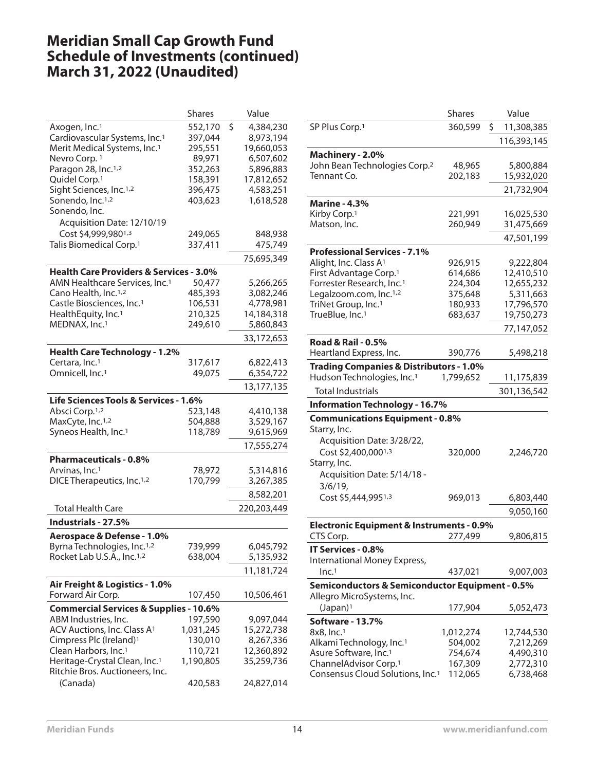# Meridian Small Cap Growth Fund Schedule of Investments (continued) March 31, 2022 (Unaudited)

| | Shares | Value |
|---|---|---|
| Axogen, Inc.[1] | 552,170 | $ 4,384,230 |
| Cardiovascular Systems, Inc.[1] | 397,044 | 8,973,194 |
| Merit Medical Systems, Inc.[1] | 295,551 | 19,660,053 |
| Nevro Corp. [1] | 89,971 | 6,507,602 |
| Paragon 28, Inc.[1,2] | 352,263 | 5,896,883 |
| Quidel Corp.[1] | 158,391 | 17,812,652 |
| Sight Sciences, Inc.[1,2] | 396,475 | 4,583,251 |
| Sonendo, Inc.[1,2] | 403,623 | 1,618,528 |
| Sonendo, Inc. Acquisition Date: 12/10/19 Cost $4,999,980[1,3] | 249,065 | 848,938 |
| Talis Biomedical Corp.[1] | 337,411 | 475,749 |
| | | 75,695,349 |
| **Health Care Providers & Services - 3.0%** | | |
| AMN Healthcare Services, Inc.[1] | 50,477 | 5,266,265 |
| Cano Health, Inc.[1,2] | 485,393 | 3,082,246 |
| Castle Biosciences, Inc.[1] | 106,531 | 4,778,981 |
| HealthEquity, Inc.[1] | 210,325 | 14,184,318 |
| MEDNAX, Inc.[1] | 249,610 | 5,860,843 |
| | | 33,172,653 |
| **Health Care Technology - 1.2%** | | |
| Certara, Inc.[1] | 317,617 | 6,822,413 |
| Omnicell, Inc.[1] | 49,075 | 6,354,722 |
| | | 13,177,135 |
| **Life Sciences Tools & Services - 1.6%** | | |
| Absci Corp.[1,2] | 523,148 | 4,410,138 |
| MaxCyte, Inc.[1,2] | 504,888 | 3,529,167 |
| Syneos Health, Inc.[1] | 118,789 | 9,615,969 |
| | | 17,555,274 |
| **Pharmaceuticals - 0.8%** | | |
| Arvinas, Inc.[1] | 78,972 | 5,314,816 |
| DICE Therapeutics, Inc.[1,2] | 170,799 | 3,267,385 |
| | | 8,582,201 |
| Total Health Care | | 220,203,449 |
| **Industrials - 27.5%** | | |
| **Aerospace & Defense - 1.0%** | | |
| Byrna Technologies, Inc.[1,2] | 739,999 | 6,045,792 |
| Rocket Lab U.S.A., Inc.[1,2] | 638,004 | 5,135,932 |
| | | 11,181,724 |
| **Air Freight & Logistics - 1.0%** | | |
| Forward Air Corp. | 107,450 | 10,506,461 |
| **Commercial Services & Supplies - 10.6%** | | |
| ABM Industries, Inc. | 197,590 | 9,097,044 |
| ACV Auctions, Inc. Class A[1] | 1,031,245 | 15,272,738 |
| Cimpress Plc (Ireland)[1] | 130,010 | 8,267,336 |
| Clean Harbors, Inc.[1] | 110,721 | 12,360,892 |
| Heritage-Crystal Clean, Inc.[1] | 1,190,805 | 35,259,736 |
| Ritchie Bros. Auctioneers, Inc. (Canada) | 420,583 | 24,827,014 |
| SP Plus Corp.[1] | 360,599 | $ 11,308,385 |
| | | 116,393,145 |
| **Machinery - 2.0%** | | |
| John Bean Technologies Corp.[2] | 48,965 | 5,800,884 |
| Tennant Co. | 202,183 | 15,932,020 |
| | | 21,732,904 |
| **Marine - 4.3%** | | |
| Kirby Corp.[1] | 221,991 | 16,025,530 |
| Matson, Inc. | 260,949 | 31,475,669 |
| | | 47,501,199 |
| **Professional Services - 7.1%** | | |
| Alight, Inc. Class A[1] | 926,915 | 9,222,804 |
| First Advantage Corp.[1] | 614,686 | 12,410,510 |
| Forrester Research, Inc.[1] | 224,304 | 12,655,232 |
| Legalzoom.com, Inc.[1,2] | 375,648 | 5,311,663 |
| TriNet Group, Inc.[1] | 180,933 | 17,796,570 |
| TrueBlue, Inc.[1] | 683,637 | 19,750,273 |
| | | 77,147,052 |
| **Road & Rail - 0.5%** | | |
| Heartland Express, Inc. | 390,776 | 5,498,218 |
| **Trading Companies & Distributors - 1.0%** | | |
| Hudson Technologies, Inc.[1] | 1,799,652 | 11,175,839 |
| Total Industrials | | 301,136,542 |
| **Information Technology - 16.7%** | | |
| **Communications Equipment - 0.8%** | | |
| Starry, Inc. Acquisition Date: 3/28/22, Cost $2,400,000[1,3] | 320,000 | 2,246,720 |
| Starry, Inc. Acquisition Date: 5/14/18 - 3/6/19, Cost $5,444,995[1,3] | 969,013 | 6,803,440 |
| | | 9,050,160 |
| **Electronic Equipment & Instruments - 0.9%** | | |
| CTS Corp. | 277,499 | 9,806,815 |
| **IT Services - 0.8%** | | |
| International Money Express, Inc.[1] | 437,021 | 9,007,003 |
| **Semiconductors & Semiconductor Equipment - 0.5%** | | |
| Allegro MicroSystems, Inc. (Japan)[1] | 177,904 | 5,052,473 |
| **Software - 13.7%** | | |
| 8x8, Inc.[1] | 1,012,274 | 12,744,530 |
| Alkami Technology, Inc.[1] | 504,002 | 7,212,269 |
| Asure Software, Inc.[1] | 754,674 | 4,490,310 |
| ChannelAdvisor Corp.[1] | 167,309 | 2,772,310 |
| Consensus Cloud Solutions, Inc.[1] | 112,065 | 6,738,468 |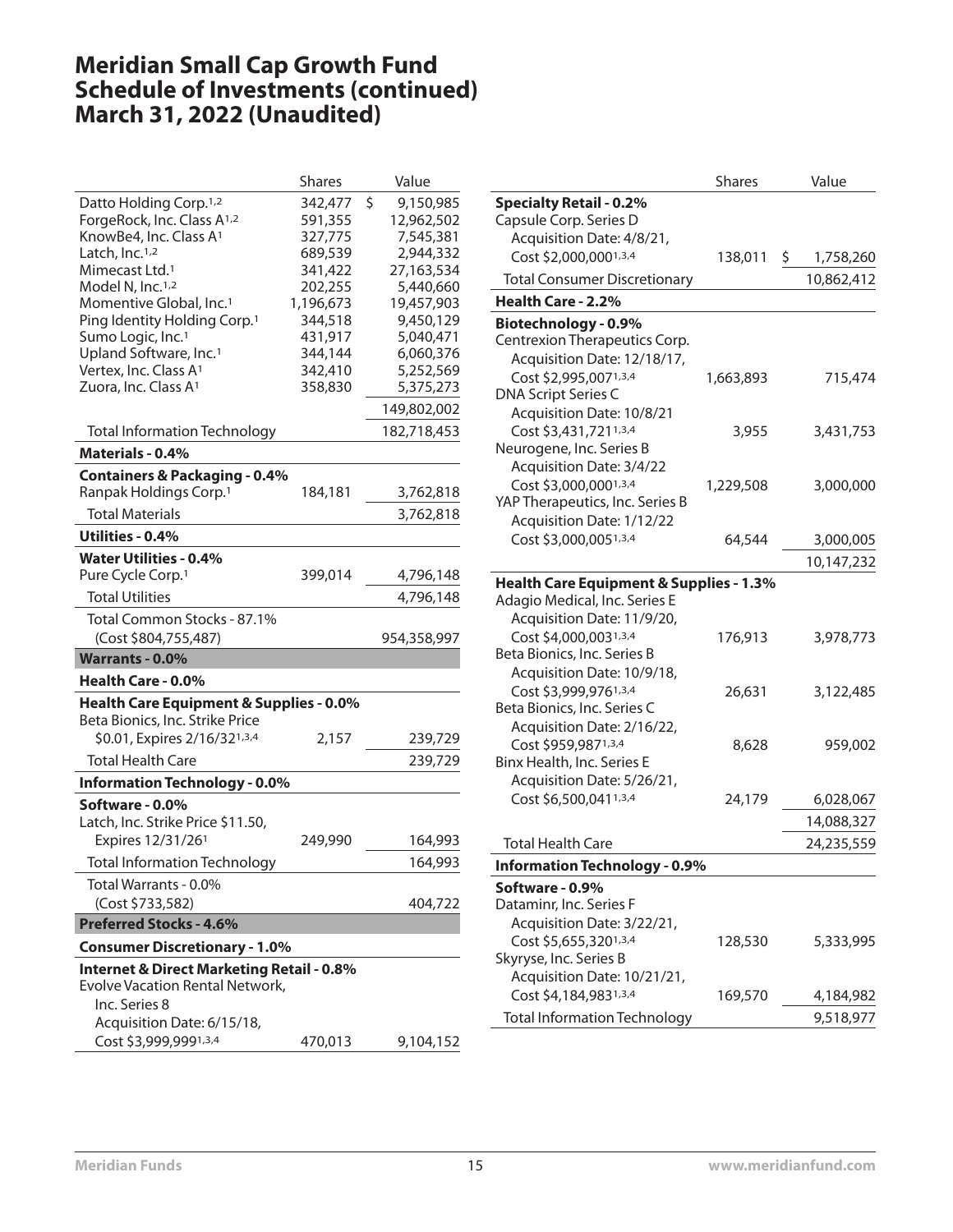# Meridian Small Cap Growth Fund Schedule of Investments (continued) March 31, 2022 (Unaudited)

| | Shares | Value |
|---|---|---|
| Datto Holding Corp.[1,2] | 342,477 | $ 9,150,985 |
| ForgeRock, Inc. Class A[1,2] | 591,355 | 12,962,502 |
| KnowBe4, Inc. Class A[1] | 327,775 | 7,545,381 |
| Latch, Inc.[1,2] | 689,539 | 2,944,332 |
| Mimecast Ltd.[1] | 341,422 | 27,163,534 |
| Model N, Inc.[1,2] | 202,255 | 5,440,660 |
| Momentive Global, Inc.[1] | 1,196,673 | 19,457,903 |
| Ping Identity Holding Corp.[1] | 344,518 | 9,450,129 |
| Sumo Logic, Inc.[1] | 431,917 | 5,040,471 |
| Upland Software, Inc.[1] | 344,144 | 6,060,376 |
| Vertex, Inc. Class A[1] | 342,410 | 5,252,569 |
| Zuora, Inc. Class A[1] | 358,830 | 5,375,273 |
| | | 149,802,002 |
| Total Information Technology | | 182,718,453 |
| **Materials - 0.4%** | | |
| **Containers & Packaging - 0.4%** | | |
| Ranpak Holdings Corp.[1] | 184,181 | 3,762,818 |
| Total Materials | | 3,762,818 |
| **Utilities - 0.4%** | | |
| **Water Utilities - 0.4%** | | |
| Pure Cycle Corp.[1] | 399,014 | 4,796,148 |
| Total Utilities | | 4,796,148 |
| Total Common Stocks - 87.1% (Cost $804,755,487) | | 954,358,997 |
| **Warrants - 0.0%** | | |
| **Health Care - 0.0%** | | |
| **Health Care Equipment & Supplies - 0.0%** | | |
| Beta Bionics, Inc. Strike Price $0.01, Expires 2/16/32[1,3,4] | 2,157 | 239,729 |
| Total Health Care | | 239,729 |
| **Information Technology - 0.0%** | | |
| **Software - 0.0%** | | |
| Latch, Inc. Strike Price $11.50, Expires 12/31/26[1] | 249,990 | 164,993 |
| Total Information Technology | | 164,993 |
| Total Warrants - 0.0% (Cost $733,582) | | 404,722 |
| **Preferred Stocks - 4.6%** | | |
| **Consumer Discretionary - 1.0%** | | |
| **Internet & Direct Marketing Retail - 0.8%** | | |
| Evolve Vacation Rental Network, Inc. Series 8 Acquisition Date: 6/15/18, Cost $3,999,999[1,3,4] | 470,013 | 9,104,152 |
| **Specialty Retail - 0.2%** | | |
| Capsule Corp. Series D Acquisition Date: 4/8/21, Cost $2,000,000[1,3,4] | 138,011 | $ 1,758,260 |
| Total Consumer Discretionary | | 10,862,412 |
| **Health Care - 2.2%** | | |
| **Biotechnology - 0.9%** | | |
| Centrexion Therapeutics Corp. Acquisition Date: 12/18/17, Cost $2,995,007[1,3,4] | 1,663,893 | 715,474 |
| DNA Script Series C Acquisition Date: 10/8/21 Cost $3,431,721[1,3,4] | 3,955 | 3,431,753 |
| Neurogene, Inc. Series B Acquisition Date: 3/4/22 Cost $3,000,000[1,3,4] | 1,229,508 | 3,000,000 |
| YAP Therapeutics, Inc. Series B Acquisition Date: 1/12/22 Cost $3,000,005[1,3,4] | 64,544 | 3,000,005 |
| | | 10,147,232 |
| **Health Care Equipment & Supplies - 1.3%** | | |
| Adagio Medical, Inc. Series E Acquisition Date: 11/9/20, Cost $4,000,003[1,3,4] | 176,913 | 3,978,773 |
| Beta Bionics, Inc. Series B Acquisition Date: 10/9/18, Cost $3,999,976[1,3,4] | 26,631 | 3,122,485 |
| Beta Bionics, Inc. Series C Acquisition Date: 2/16/22, Cost $959,987[1,3,4] | 8,628 | 959,002 |
| Binx Health, Inc. Series E Acquisition Date: 5/26/21, Cost $6,500,041[1,3,4] | 24,179 | 6,028,067 |
| | | 14,088,327 |
| Total Health Care | | 24,235,559 |
| **Information Technology - 0.9%** | | |
| **Software - 0.9%** | | |
| Dataminr, Inc. Series F Acquisition Date: 3/22/21, Cost $5,655,320[1,3,4] | 128,530 | 5,333,995 |
| Skyryse, Inc. Series B Acquisition Date: 10/21/21, Cost $4,184,983[1,3,4] | 169,570 | 4,184,982 |
| Total Information Technology | | 9,518,977 |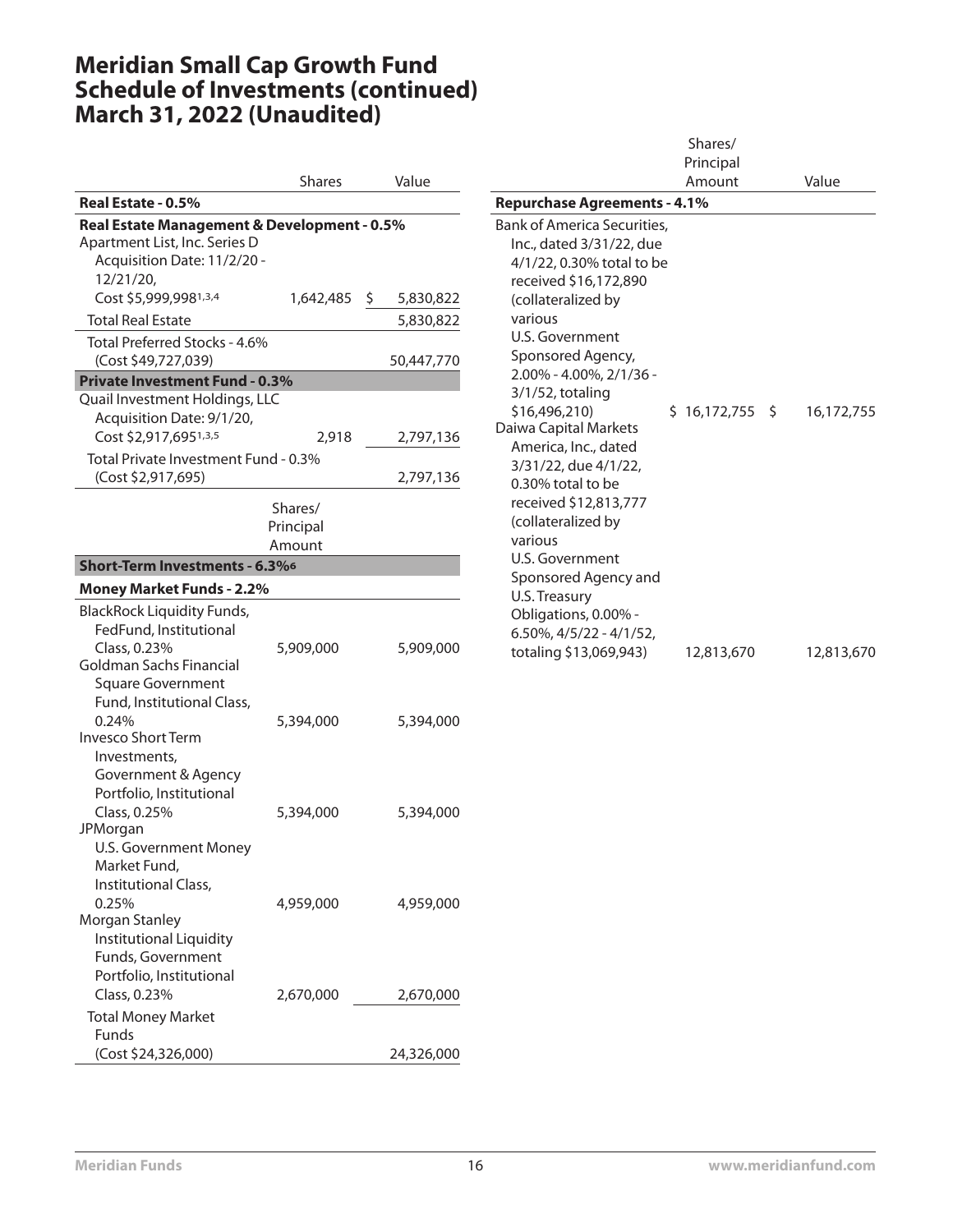# Meridian Small Cap Growth Fund
# Schedule of Investments (continued)
# March 31, 2022 (Unaudited)

| | Shares | Value |
|---|---|---|
| **Real Estate - 0.5%** | | |
| **Real Estate Management & Development - 0.5%** | | |
| Apartment List, Inc. Series D Acquisition Date: 11/2/20 - 12/21/20, Cost $5,999,998[1,3,4] | 1,642,485 | $ 5,830,822 |
| Total Real Estate | | 5,830,822 |
| Total Preferred Stocks - 4.6% (Cost $49,727,039) | | 50,447,770 |
| **Private Investment Fund - 0.3%** | | |
| Quail Investment Holdings, LLC Acquisition Date: 9/1/20, Cost $2,917,695[1,3,5] | 2,918 | 2,797,136 |
| Total Private Investment Fund - 0.3% (Cost $2,917,695) | | 2,797,136 |

| | Shares/ Principal Amount | Value |
|---|---|---|
| **Short-Term Investments - 6.3%[6]** | | |
| **Money Market Funds - 2.2%** | | |
| BlackRock Liquidity Funds, FedFund, Institutional Class, 0.23% | 5,909,000 | 5,909,000 |
| Goldman Sachs Financial Square Government Fund, Institutional Class, 0.24% | 5,394,000 | 5,394,000 |
| Invesco Short Term Investments, Government & Agency Portfolio, Institutional Class, 0.25% | 5,394,000 | 5,394,000 |
| JPMorgan U.S. Government Money Market Fund, Institutional Class, 0.25% | 4,959,000 | 4,959,000 |
| Morgan Stanley Institutional Liquidity Funds, Government Portfolio, Institutional Class, 0.23% | 2,670,000 | 2,670,000 |
| Total Money Market Funds (Cost $24,326,000) | | 24,326,000 |
| **Repurchase Agreements - 4.1%** | | |
| Bank of America Securities, Inc., dated 3/31/22, due 4/1/22, 0.30% total to be received $16,172,890 (collateralized by various U.S. Government Sponsored Agency, 2.00% - 4.00%, 2/1/36 - 3/1/52, totaling $16,496,210) | $ 16,172,755 | $ 16,172,755 |
| Daiwa Capital Markets America, Inc., dated 3/31/22, due 4/1/22, 0.30% total to be received $12,813,777 (collateralized by various U.S. Government Sponsored Agency and U.S. Treasury Obligations, 0.00% - 6.50%, 4/5/22 - 4/1/52, totaling $13,069,943) | 12,813,670 | 12,813,670 |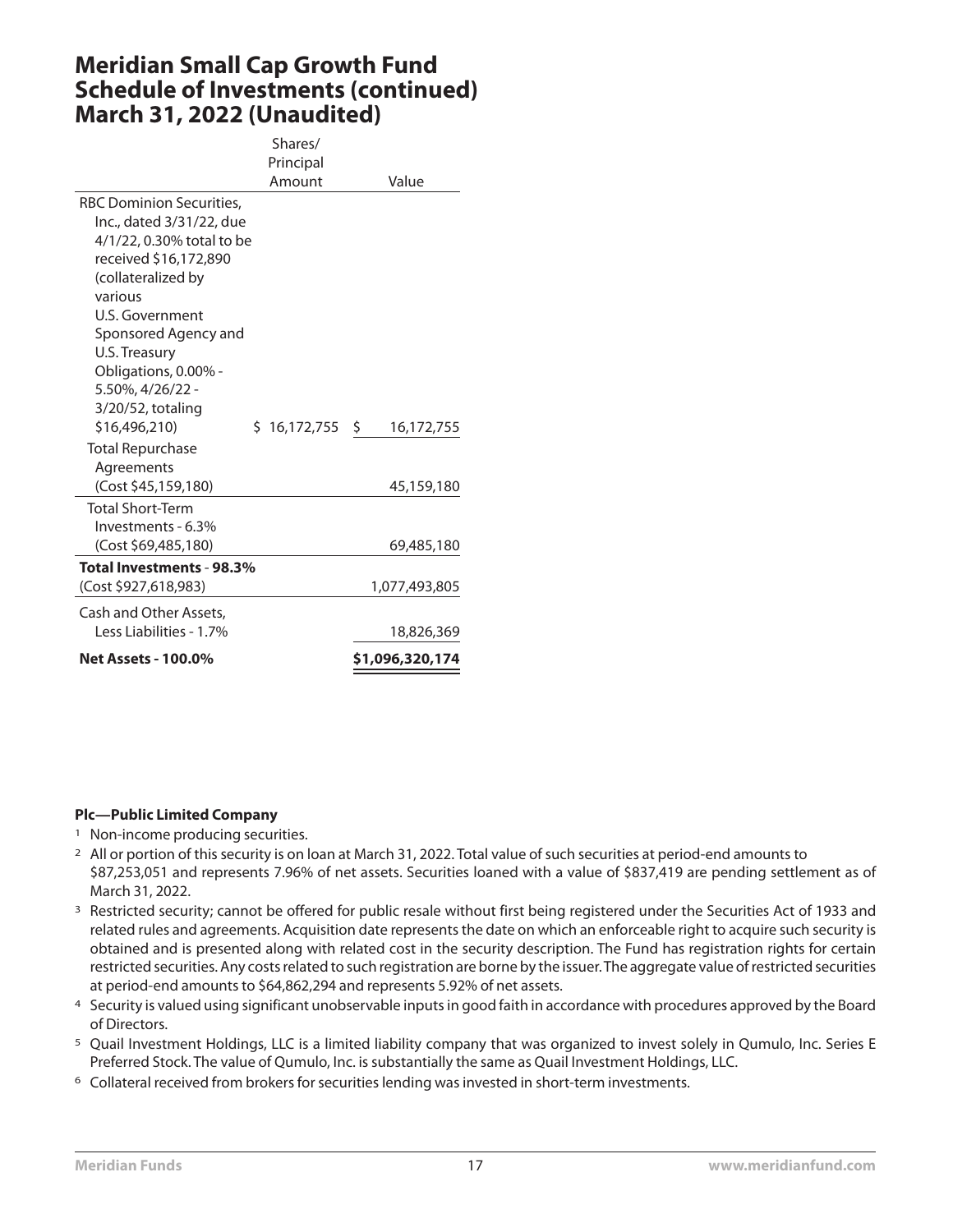# Meridian Small Cap Growth Fund
# Schedule of Investments (continued)
# March 31, 2022 (Unaudited)

| | Shares/ Principal Amount | Value |
|---|---|---|
| RBC Dominion Securities, Inc., dated 3/31/22, due 4/1/22, 0.30% total to be received \$16,172,890 (collateralized by various U.S. Government Sponsored Agency and U.S. Treasury Obligations, 0.00% - 5.50%, 4/26/22 - 3/20/52, totaling \$16,496,210) | \$ 16,172,755 | \$ 16,172,755 |
| Total Repurchase Agreements (Cost \$45,159,180) | | 45,159,180 |
| Total Short-Term Investments - 6.3% (Cost \$69,485,180) | | 69,485,180 |
| **Total Investments - 98.3%** (Cost \$927,618,983) | | 1,077,493,805 |
| Cash and Other Assets, Less Liabilities - 1.7% | | 18,826,369 |
| **Net Assets - 100.0%** | | **\$1,096,320,174** |

**Plc—Public Limited Company**

[1] Non-income producing securities.

[2] All or portion of this security is on loan at March 31, 2022. Total value of such securities at period-end amounts to \$87,253,051 and represents 7.96% of net assets. Securities loaned with a value of \$837,419 are pending settlement as of March 31, 2022.

[3] Restricted security; cannot be offered for public resale without first being registered under the Securities Act of 1933 and related rules and agreements. Acquisition date represents the date on which an enforceable right to acquire such security is obtained and is presented along with related cost in the security description. The Fund has registration rights for certain restricted securities. Any costs related to such registration are borne by the issuer. The aggregate value of restricted securities at period-end amounts to \$64,862,294 and represents 5.92% of net assets.

[4] Security is valued using significant unobservable inputs in good faith in accordance with procedures approved by the Board of Directors.

[5] Quail Investment Holdings, LLC is a limited liability company that was organized to invest solely in Qumulo, Inc. Series E Preferred Stock. The value of Qumulo, Inc. is substantially the same as Quail Investment Holdings, LLC.

[6] Collateral received from brokers for securities lending was invested in short-term investments.